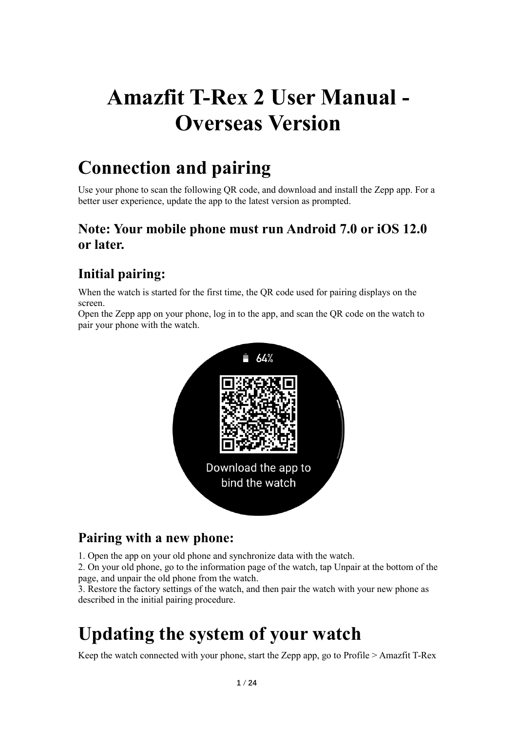# Amazfit T-Rex 2 User Manual - Overseas Version

## Connection and pairing

Use your phone to scan the following QR code, and download and install the Zepp app. For a better user experience, update the app to the latest version as prompted.

### Note: Your mobile phone must run Android 7.0 or iOS 12.0 or later.

### Initial pairing:

When the watch is started for the first time, the QR code used for pairing displays on the screen.
Open the Zepp app on your phone, log in to the app, and scan the QR code on the watch to pair your phone with the watch.

### Pairing with a new phone:

1. Open the app on your old phone and synchronize data with the watch.
2. On your old phone, go to the information page of the watch, tap Unpair at the bottom of the page, and unpair the old phone from the watch.
3. Restore the factory settings of the watch, and then pair the watch with your new phone as described in the initial pairing procedure.

## Updating the system of your watch

Keep the watch connected with your phone, start the Zepp app, go to Profile > Amazfit T-Rex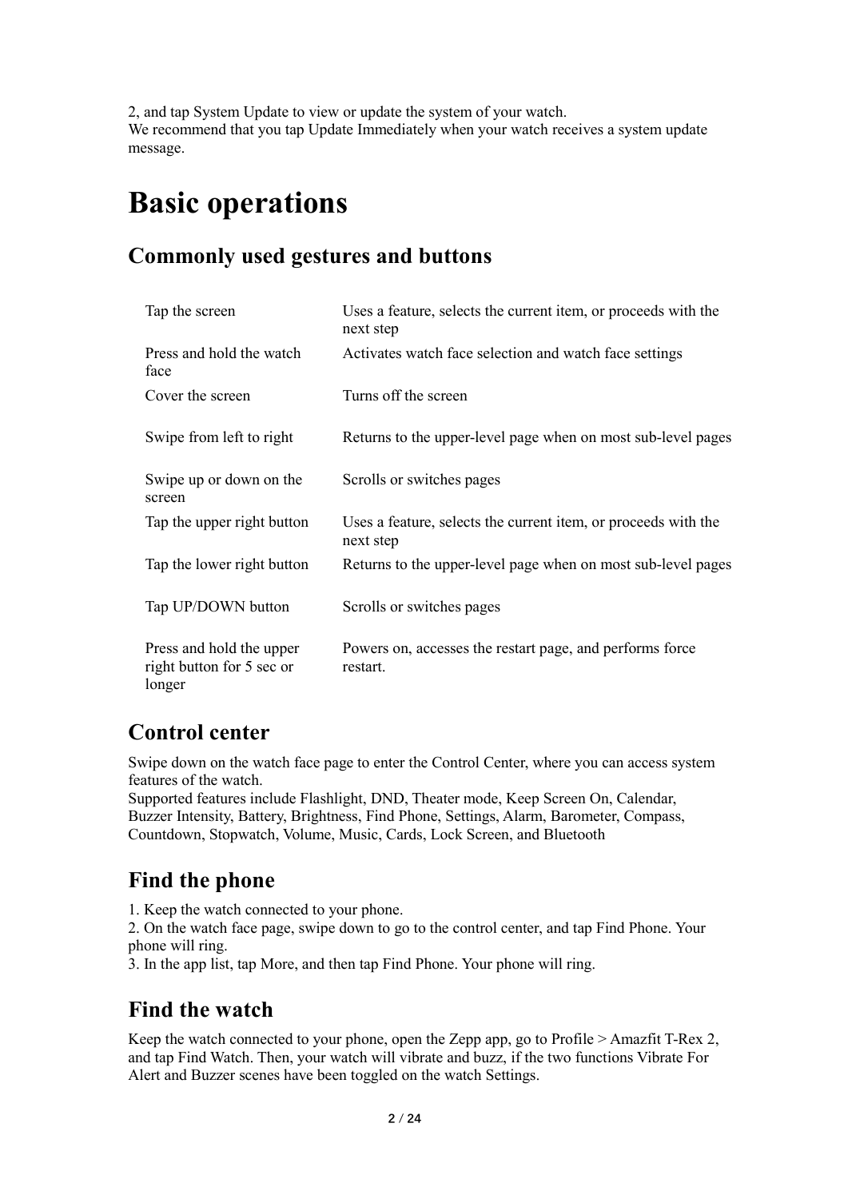2, and tap System Update to view or update the system of your watch.
We recommend that you tap Update Immediately when your watch receives a system update message.

# Basic operations

## Commonly used gestures and buttons

| | |
|---|---|
| Tap the screen | Uses a feature, selects the current item, or proceeds with the next step |
| Press and hold the watch face | Activates watch face selection and watch face settings |
| Cover the screen | Turns off the screen |
| Swipe from left to right | Returns to the upper-level page when on most sub-level pages |
| Swipe up or down on the screen | Scrolls or switches pages |
| Tap the upper right button | Uses a feature, selects the current item, or proceeds with the next step |
| Tap the lower right button | Returns to the upper-level page when on most sub-level pages |
| Tap UP/DOWN button | Scrolls or switches pages |
| Press and hold the upper right button for 5 sec or longer | Powers on, accesses the restart page, and performs force restart. |

## Control center

Swipe down on the watch face page to enter the Control Center, where you can access system features of the watch.
Supported features include Flashlight, DND, Theater mode, Keep Screen On, Calendar, Buzzer Intensity, Battery, Brightness, Find Phone, Settings, Alarm, Barometer, Compass, Countdown, Stopwatch, Volume, Music, Cards, Lock Screen, and Bluetooth

## Find the phone

1. Keep the watch connected to your phone.
2. On the watch face page, swipe down to go to the control center, and tap Find Phone. Your phone will ring.
3. In the app list, tap More, and then tap Find Phone. Your phone will ring.

## Find the watch

Keep the watch connected to your phone, open the Zepp app, go to Profile > Amazfit T-Rex 2, and tap Find Watch. Then, your watch will vibrate and buzz, if the two functions Vibrate For Alert and Buzzer scenes have been toggled on the watch Settings.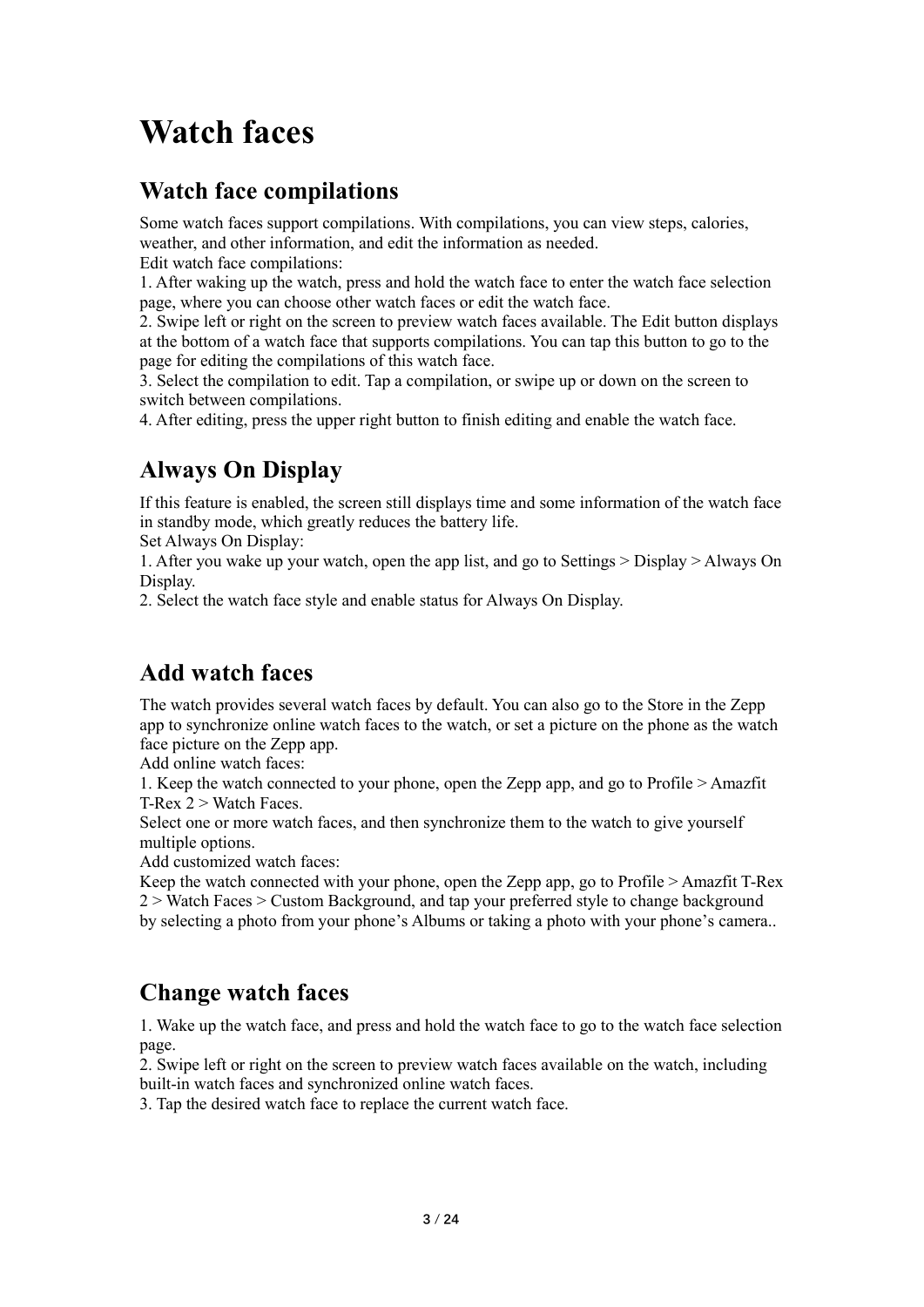# Watch faces

## Watch face compilations

Some watch faces support compilations. With compilations, you can view steps, calories, weather, and other information, and edit the information as needed.

Edit watch face compilations:

1. After waking up the watch, press and hold the watch face to enter the watch face selection page, where you can choose other watch faces or edit the watch face.
2. Swipe left or right on the screen to preview watch faces available. The Edit button displays at the bottom of a watch face that supports compilations. You can tap this button to go to the page for editing the compilations of this watch face.
3. Select the compilation to edit. Tap a compilation, or swipe up or down on the screen to switch between compilations.
4. After editing, press the upper right button to finish editing and enable the watch face.

## Always On Display

If this feature is enabled, the screen still displays time and some information of the watch face in standby mode, which greatly reduces the battery life.

Set Always On Display:

1. After you wake up your watch, open the app list, and go to Settings > Display > Always On Display.
2. Select the watch face style and enable status for Always On Display.

## Add watch faces

The watch provides several watch faces by default. You can also go to the Store in the Zepp app to synchronize online watch faces to the watch, or set a picture on the phone as the watch face picture on the Zepp app.

Add online watch faces:

1. Keep the watch connected to your phone, open the Zepp app, and go to Profile > Amazfit T-Rex 2 > Watch Faces.

Select one or more watch faces, and then synchronize them to the watch to give yourself multiple options.

Add customized watch faces:

Keep the watch connected with your phone, open the Zepp app, go to Profile > Amazfit T-Rex 2 > Watch Faces > Custom Background, and tap your preferred style to change background by selecting a photo from your phone's Albums or taking a photo with your phone's camera..

## Change watch faces

1. Wake up the watch face, and press and hold the watch face to go to the watch face selection page.
2. Swipe left or right on the screen to preview watch faces available on the watch, including built-in watch faces and synchronized online watch faces.
3. Tap the desired watch face to replace the current watch face.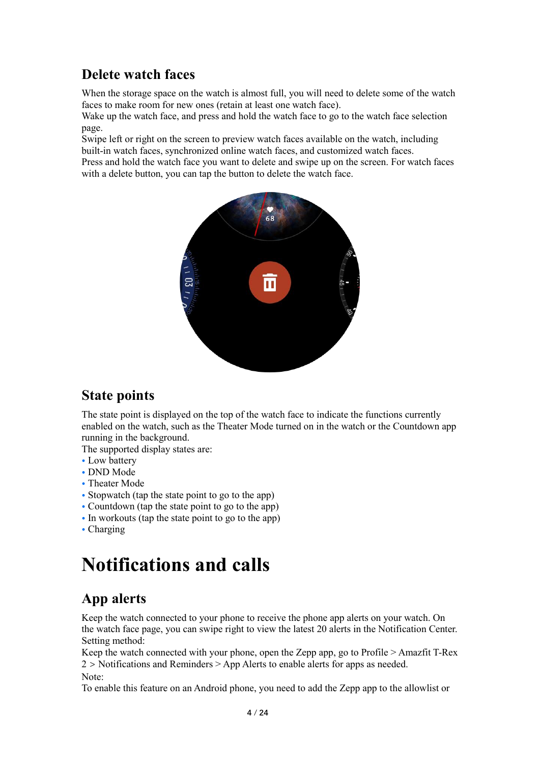## Delete watch faces

When the storage space on the watch is almost full, you will need to delete some of the watch faces to make room for new ones (retain at least one watch face).
Wake up the watch face, and press and hold the watch face to go to the watch face selection page.
Swipe left or right on the screen to preview watch faces available on the watch, including built-in watch faces, synchronized online watch faces, and customized watch faces.
Press and hold the watch face you want to delete and swipe up on the screen. For watch faces with a delete button, you can tap the button to delete the watch face.

## State points

The state point is displayed on the top of the watch face to indicate the functions currently enabled on the watch, such as the Theater Mode turned on in the watch or the Countdown app running in the background.
The supported display states are:

- Low battery
- DND Mode
- Theater Mode
- Stopwatch (tap the state point to go to the app)
- Countdown (tap the state point to go to the app)
- In workouts (tap the state point to go to the app)
- Charging

# Notifications and calls

## App alerts

Keep the watch connected to your phone to receive the phone app alerts on your watch. On the watch face page, you can swipe right to view the latest 20 alerts in the Notification Center.
Setting method:
Keep the watch connected with your phone, open the Zepp app, go to Profile > Amazfit T-Rex 2 > Notifications and Reminders > App Alerts to enable alerts for apps as needed.
Note:
To enable this feature on an Android phone, you need to add the Zepp app to the allowlist or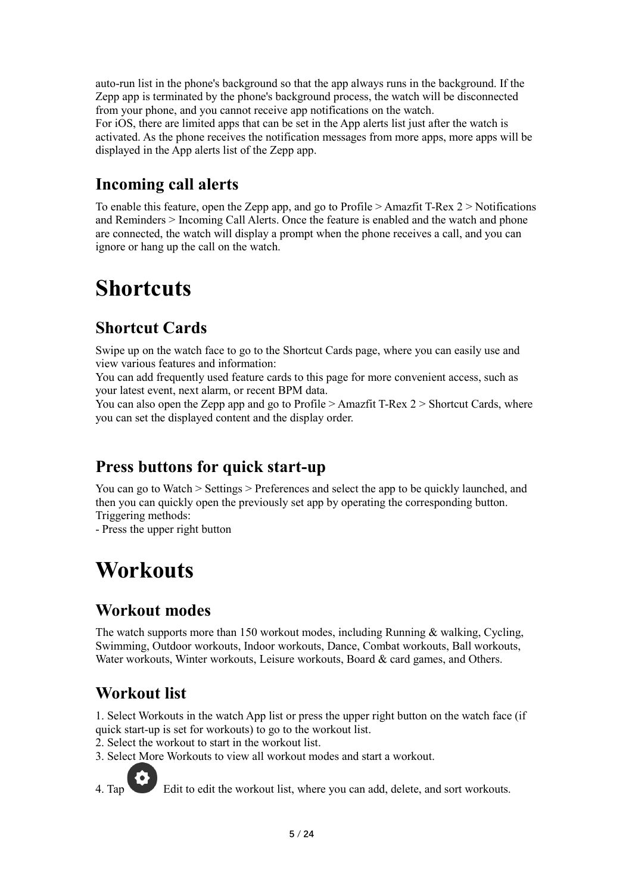auto-run list in the phone's background so that the app always runs in the background. If the Zepp app is terminated by the phone's background process, the watch will be disconnected from your phone, and you cannot receive app notifications on the watch.
For iOS, there are limited apps that can be set in the App alerts list just after the watch is activated. As the phone receives the notification messages from more apps, more apps will be displayed in the App alerts list of the Zepp app.

## Incoming call alerts

To enable this feature, open the Zepp app, and go to Profile > Amazfit T-Rex 2 > Notifications and Reminders > Incoming Call Alerts. Once the feature is enabled and the watch and phone are connected, the watch will display a prompt when the phone receives a call, and you can ignore or hang up the call on the watch.

# Shortcuts

## Shortcut Cards

Swipe up on the watch face to go to the Shortcut Cards page, where you can easily use and view various features and information:
You can add frequently used feature cards to this page for more convenient access, such as your latest event, next alarm, or recent BPM data.
You can also open the Zepp app and go to Profile > Amazfit T-Rex 2 > Shortcut Cards, where you can set the displayed content and the display order.

## Press buttons for quick start-up

You can go to Watch > Settings > Preferences and select the app to be quickly launched, and then you can quickly open the previously set app by operating the corresponding button.
Triggering methods:
- Press the upper right button

# Workouts

## Workout modes

The watch supports more than 150 workout modes, including Running & walking, Cycling, Swimming, Outdoor workouts, Indoor workouts, Dance, Combat workouts, Ball workouts, Water workouts, Winter workouts, Leisure workouts, Board & card games, and Others.

## Workout list

1. Select Workouts in the watch App list or press the upper right button on the watch face (if quick start-up is set for workouts) to go to the workout list.
2. Select the workout to start in the workout list.
3. Select More Workouts to view all workout modes and start a workout.
4. Tap Edit to edit the workout list, where you can add, delete, and sort workouts.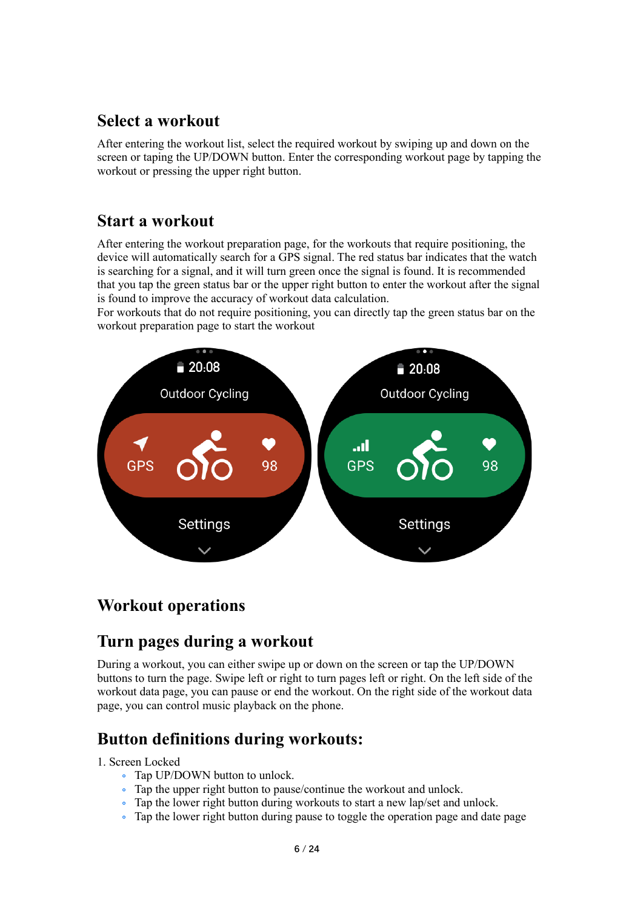## Select a workout

After entering the workout list, select the required workout by swiping up and down on the screen or taping the UP/DOWN button. Enter the corresponding workout page by tapping the workout or pressing the upper right button.

## Start a workout

After entering the workout preparation page, for the workouts that require positioning, the device will automatically search for a GPS signal. The red status bar indicates that the watch is searching for a signal, and it will turn green once the signal is found. It is recommended that you tap the green status bar or the upper right button to enter the workout after the signal is found to improve the accuracy of workout data calculation.
For workouts that do not require positioning, you can directly tap the green status bar on the workout preparation page to start the workout

# Workout operations

## Turn pages during a workout

During a workout, you can either swipe up or down on the screen or tap the UP/DOWN buttons to turn the page. Swipe left or right to turn pages left or right. On the left side of the workout data page, you can pause or end the workout. On the right side of the workout data page, you can control music playback on the phone.

## Button definitions during workouts:

1. Screen Locked
   - Tap UP/DOWN button to unlock.
   - Tap the upper right button to pause/continue the workout and unlock.
   - Tap the lower right button during workouts to start a new lap/set and unlock.
   - Tap the lower right button during pause to toggle the operation page and date page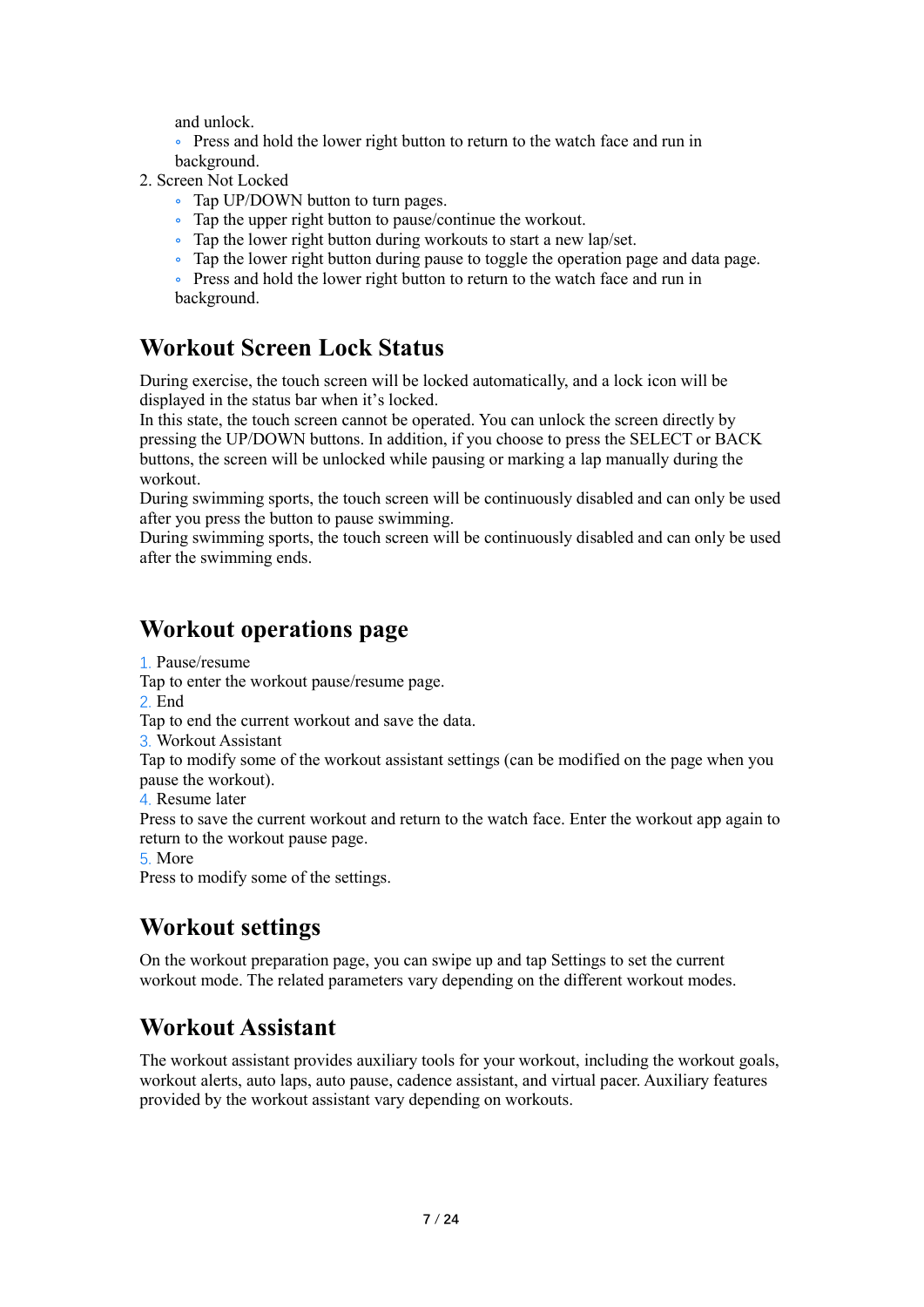and unlock.
   - Press and hold the lower right button to return to the watch face and run in background.
2. Screen Not Locked
   - Tap UP/DOWN button to turn pages.
   - Tap the upper right button to pause/continue the workout.
   - Tap the lower right button during workouts to start a new lap/set.
   - Tap the lower right button during pause to toggle the operation page and data page.
   - Press and hold the lower right button to return to the watch face and run in background.

## Workout Screen Lock Status

During exercise, the touch screen will be locked automatically, and a lock icon will be displayed in the status bar when it's locked.
In this state, the touch screen cannot be operated. You can unlock the screen directly by pressing the UP/DOWN buttons. In addition, if you choose to press the SELECT or BACK buttons, the screen will be unlocked while pausing or marking a lap manually during the workout.
During swimming sports, the touch screen will be continuously disabled and can only be used after you press the button to pause swimming.
During swimming sports, the touch screen will be continuously disabled and can only be used after the swimming ends.

## Workout operations page

1. Pause/resume
Tap to enter the workout pause/resume page.
2. End
Tap to end the current workout and save the data.
3. Workout Assistant
Tap to modify some of the workout assistant settings (can be modified on the page when you pause the workout).
4. Resume later
Press to save the current workout and return to the watch face. Enter the workout app again to return to the workout pause page.
5. More
Press to modify some of the settings.

## Workout settings

On the workout preparation page, you can swipe up and tap Settings to set the current workout mode. The related parameters vary depending on the different workout modes.

## Workout Assistant

The workout assistant provides auxiliary tools for your workout, including the workout goals, workout alerts, auto laps, auto pause, cadence assistant, and virtual pacer. Auxiliary features provided by the workout assistant vary depending on workouts.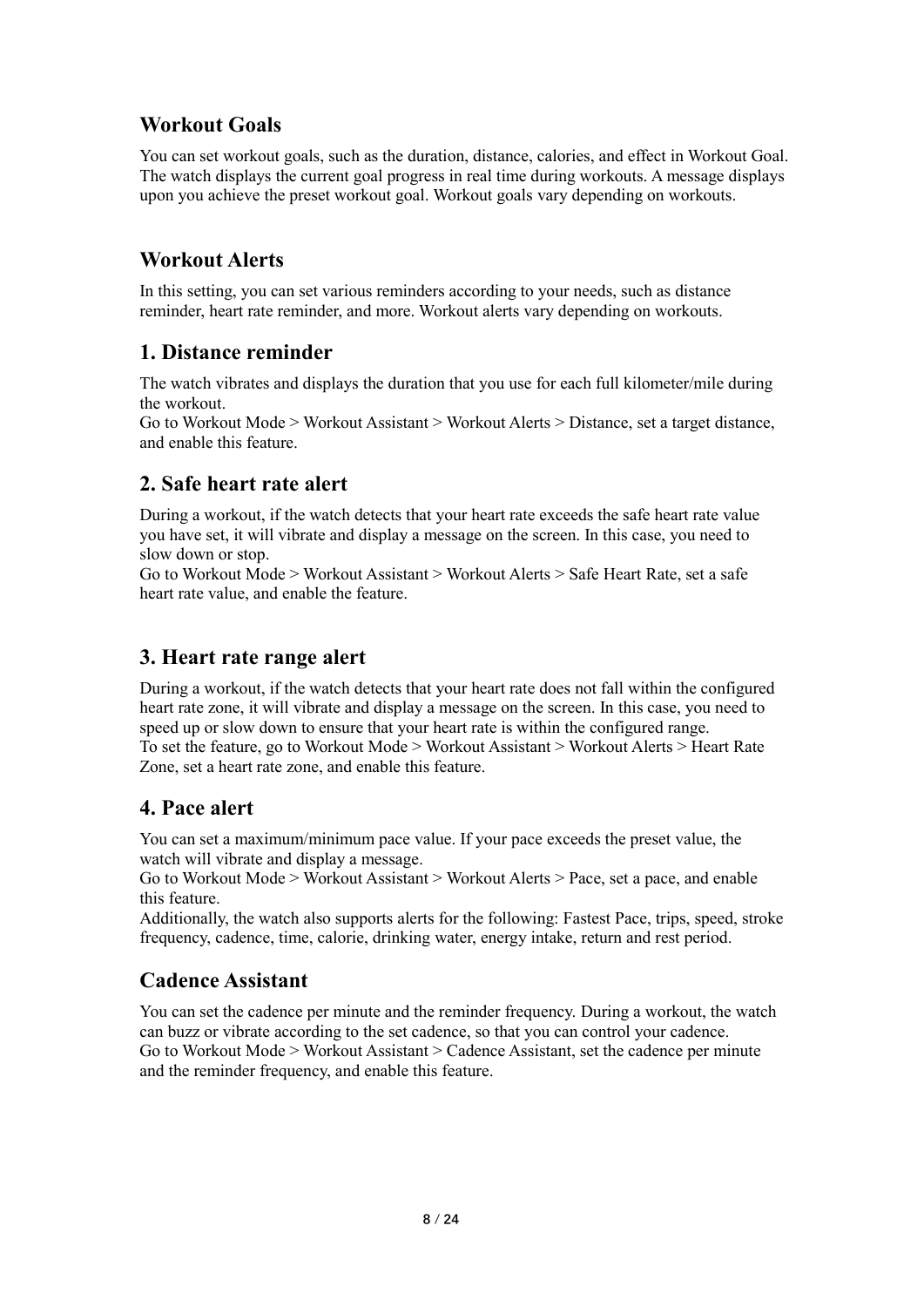## Workout Goals

You can set workout goals, such as the duration, distance, calories, and effect in Workout Goal. The watch displays the current goal progress in real time during workouts. A message displays upon you achieve the preset workout goal. Workout goals vary depending on workouts.

## Workout Alerts

In this setting, you can set various reminders according to your needs, such as distance reminder, heart rate reminder, and more. Workout alerts vary depending on workouts.

### 1. Distance reminder

The watch vibrates and displays the duration that you use for each full kilometer/mile during the workout.
Go to Workout Mode > Workout Assistant > Workout Alerts > Distance, set a target distance, and enable this feature.

### 2. Safe heart rate alert

During a workout, if the watch detects that your heart rate exceeds the safe heart rate value you have set, it will vibrate and display a message on the screen. In this case, you need to slow down or stop.
Go to Workout Mode > Workout Assistant > Workout Alerts > Safe Heart Rate, set a safe heart rate value, and enable the feature.

### 3. Heart rate range alert

During a workout, if the watch detects that your heart rate does not fall within the configured heart rate zone, it will vibrate and display a message on the screen. In this case, you need to speed up or slow down to ensure that your heart rate is within the configured range.
To set the feature, go to Workout Mode > Workout Assistant > Workout Alerts > Heart Rate Zone, set a heart rate zone, and enable this feature.

### 4. Pace alert

You can set a maximum/minimum pace value. If your pace exceeds the preset value, the watch will vibrate and display a message.
Go to Workout Mode > Workout Assistant > Workout Alerts > Pace, set a pace, and enable this feature.
Additionally, the watch also supports alerts for the following: Fastest Pace, trips, speed, stroke frequency, cadence, time, calorie, drinking water, energy intake, return and rest period.

## Cadence Assistant

You can set the cadence per minute and the reminder frequency. During a workout, the watch can buzz or vibrate according to the set cadence, so that you can control your cadence.
Go to Workout Mode > Workout Assistant > Cadence Assistant, set the cadence per minute and the reminder frequency, and enable this feature.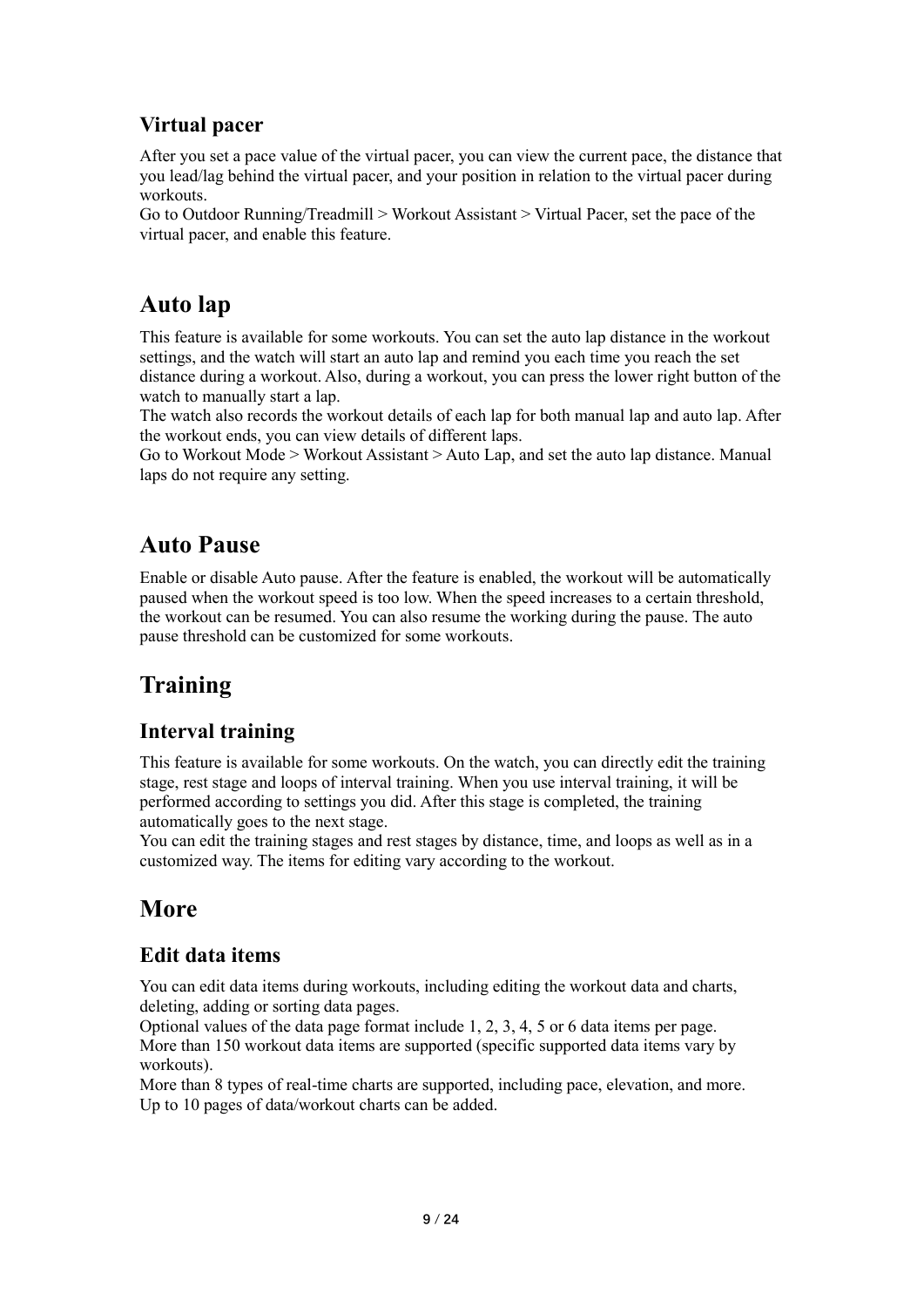### Virtual pacer

After you set a pace value of the virtual pacer, you can view the current pace, the distance that you lead/lag behind the virtual pacer, and your position in relation to the virtual pacer during workouts.
Go to Outdoor Running/Treadmill > Workout Assistant > Virtual Pacer, set the pace of the virtual pacer, and enable this feature.

## Auto lap

This feature is available for some workouts. You can set the auto lap distance in the workout settings, and the watch will start an auto lap and remind you each time you reach the set distance during a workout. Also, during a workout, you can press the lower right button of the watch to manually start a lap.
The watch also records the workout details of each lap for both manual lap and auto lap. After the workout ends, you can view details of different laps.
Go to Workout Mode > Workout Assistant > Auto Lap, and set the auto lap distance. Manual laps do not require any setting.

## Auto Pause

Enable or disable Auto pause. After the feature is enabled, the workout will be automatically paused when the workout speed is too low. When the speed increases to a certain threshold, the workout can be resumed. You can also resume the working during the pause. The auto pause threshold can be customized for some workouts.

## Training

### Interval training

This feature is available for some workouts. On the watch, you can directly edit the training stage, rest stage and loops of interval training. When you use interval training, it will be performed according to settings you did. After this stage is completed, the training automatically goes to the next stage.
You can edit the training stages and rest stages by distance, time, and loops as well as in a customized way. The items for editing vary according to the workout.

## More

### Edit data items

You can edit data items during workouts, including editing the workout data and charts, deleting, adding or sorting data pages.
Optional values of the data page format include 1, 2, 3, 4, 5 or 6 data items per page.
More than 150 workout data items are supported (specific supported data items vary by workouts).
More than 8 types of real-time charts are supported, including pace, elevation, and more.
Up to 10 pages of data/workout charts can be added.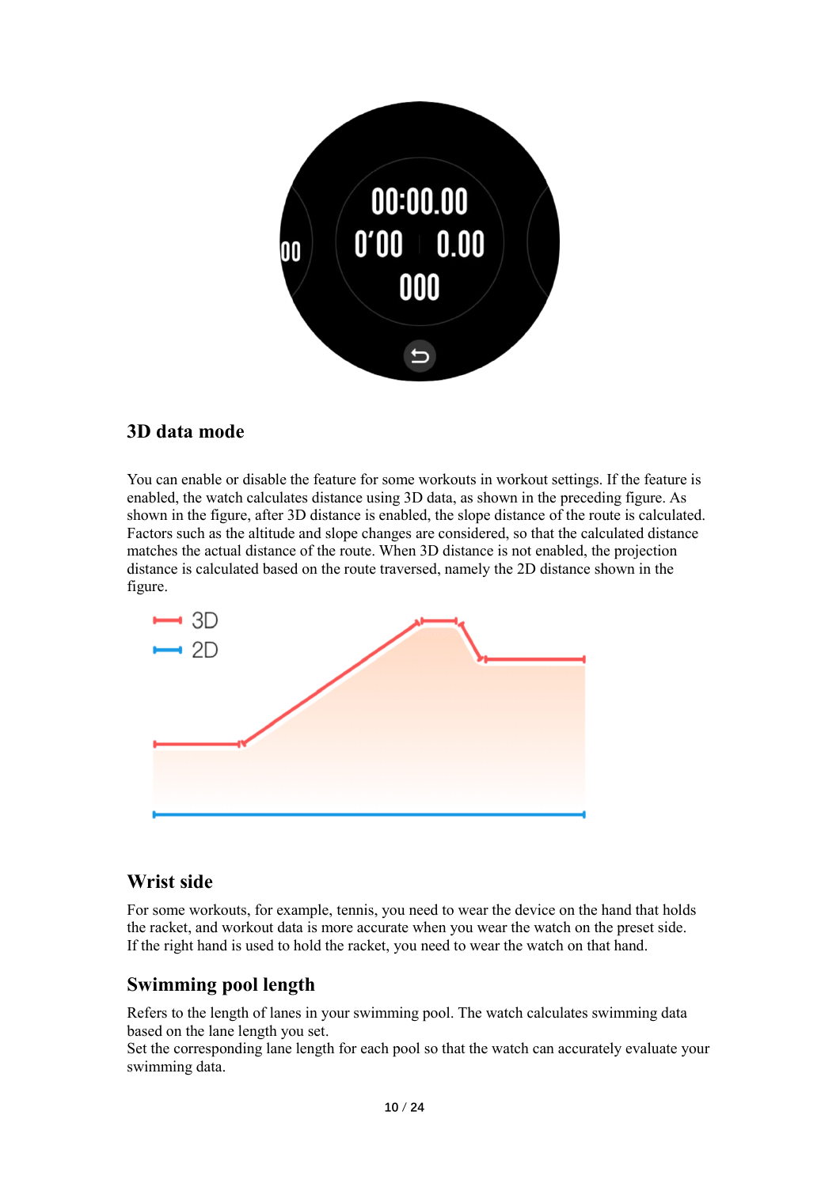### 3D data mode

You can enable or disable the feature for some workouts in workout settings. If the feature is enabled, the watch calculates distance using 3D data, as shown in the preceding figure. As shown in the figure, after 3D distance is enabled, the slope distance of the route is calculated. Factors such as the altitude and slope changes are considered, so that the calculated distance matches the actual distance of the route. When 3D distance is not enabled, the projection distance is calculated based on the route traversed, namely the 2D distance shown in the figure.

### Wrist side

For some workouts, for example, tennis, you need to wear the device on the hand that holds the racket, and workout data is more accurate when you wear the watch on the preset side. If the right hand is used to hold the racket, you need to wear the watch on that hand.

### Swimming pool length

Refers to the length of lanes in your swimming pool. The watch calculates swimming data based on the lane length you set.
Set the corresponding lane length for each pool so that the watch can accurately evaluate your swimming data.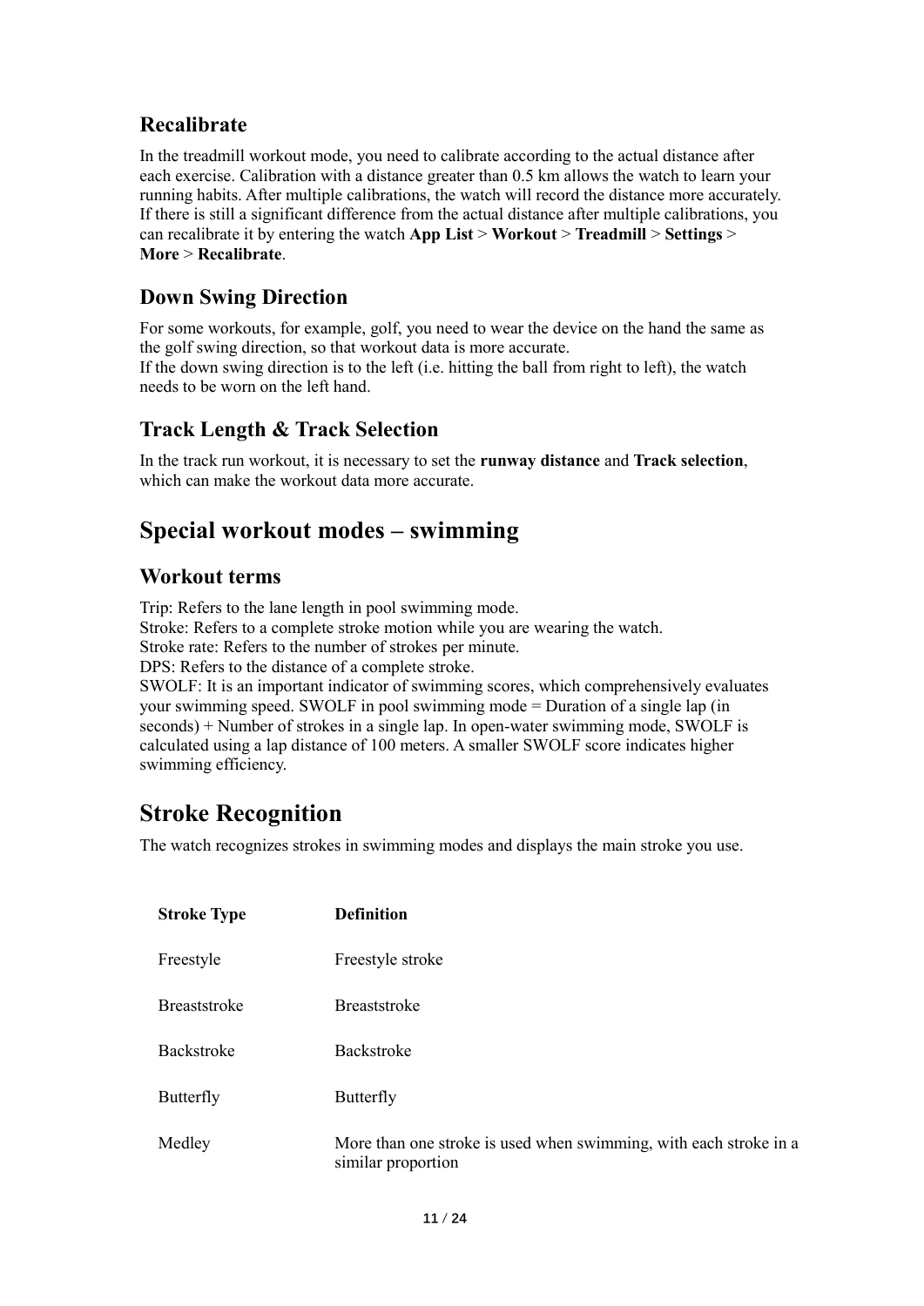### Recalibrate

In the treadmill workout mode, you need to calibrate according to the actual distance after each exercise. Calibration with a distance greater than 0.5 km allows the watch to learn your running habits. After multiple calibrations, the watch will record the distance more accurately. If there is still a significant difference from the actual distance after multiple calibrations, you can recalibrate it by entering the watch **App List** > **Workout** > **Treadmill** > **Settings** > **More** > **Recalibrate**.

### Down Swing Direction

For some workouts, for example, golf, you need to wear the device on the hand the same as the golf swing direction, so that workout data is more accurate.
If the down swing direction is to the left (i.e. hitting the ball from right to left), the watch needs to be worn on the left hand.

### Track Length & Track Selection

In the track run workout, it is necessary to set the **runway distance** and **Track selection**, which can make the workout data more accurate.

## Special workout modes – swimming

### Workout terms

Trip: Refers to the lane length in pool swimming mode.
Stroke: Refers to a complete stroke motion while you are wearing the watch.
Stroke rate: Refers to the number of strokes per minute.
DPS: Refers to the distance of a complete stroke.
SWOLF: It is an important indicator of swimming scores, which comprehensively evaluates your swimming speed. SWOLF in pool swimming mode = Duration of a single lap (in seconds) + Number of strokes in a single lap. In open-water swimming mode, SWOLF is calculated using a lap distance of 100 meters. A smaller SWOLF score indicates higher swimming efficiency.

## Stroke Recognition

The watch recognizes strokes in swimming modes and displays the main stroke you use.

| Stroke Type | Definition |
|---|---|
| Freestyle | Freestyle stroke |
| Breaststroke | Breaststroke |
| Backstroke | Backstroke |
| Butterfly | Butterfly |
| Medley | More than one stroke is used when swimming, with each stroke in a similar proportion |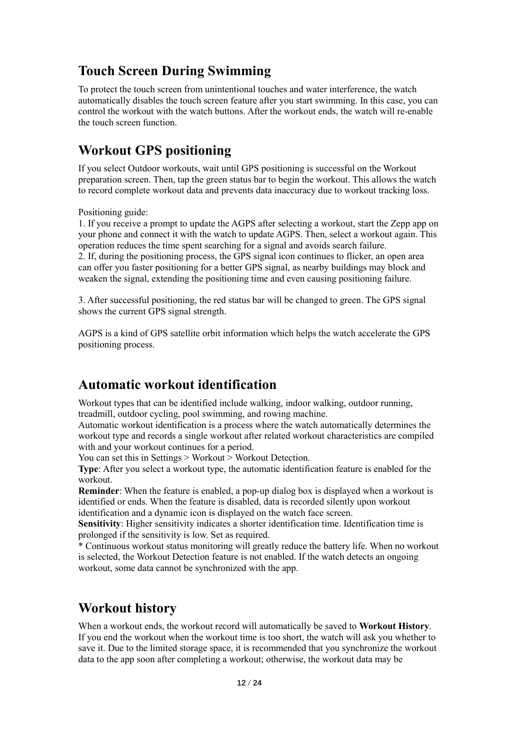## Touch Screen During Swimming

To protect the touch screen from unintentional touches and water interference, the watch automatically disables the touch screen feature after you start swimming. In this case, you can control the workout with the watch buttons. After the workout ends, the watch will re-enable the touch screen function.

## Workout GPS positioning

If you select Outdoor workouts, wait until GPS positioning is successful on the Workout preparation screen. Then, tap the green status bar to begin the workout. This allows the watch to record complete workout data and prevents data inaccuracy due to workout tracking loss.

Positioning guide:
1. If you receive a prompt to update the AGPS after selecting a workout, start the Zepp app on your phone and connect it with the watch to update AGPS. Then, select a workout again. This operation reduces the time spent searching for a signal and avoids search failure.
2. If, during the positioning process, the GPS signal icon continues to flicker, an open area can offer you faster positioning for a better GPS signal, as nearby buildings may block and weaken the signal, extending the positioning time and even causing positioning failure.

3. After successful positioning, the red status bar will be changed to green. The GPS signal shows the current GPS signal strength.

AGPS is a kind of GPS satellite orbit information which helps the watch accelerate the GPS positioning process.

## Automatic workout identification

Workout types that can be identified include walking, indoor walking, outdoor running, treadmill, outdoor cycling, pool swimming, and rowing machine.
Automatic workout identification is a process where the watch automatically determines the workout type and records a single workout after related workout characteristics are compiled with and your workout continues for a period.
You can set this in Settings > Workout > Workout Detection.
**Type**: After you select a workout type, the automatic identification feature is enabled for the workout.
**Reminder**: When the feature is enabled, a pop-up dialog box is displayed when a workout is identified or ends. When the feature is disabled, data is recorded silently upon workout identification and a dynamic icon is displayed on the watch face screen.
**Sensitivity**: Higher sensitivity indicates a shorter identification time. Identification time is prolonged if the sensitivity is low. Set as required.
* Continuous workout status monitoring will greatly reduce the battery life. When no workout is selected, the Workout Detection feature is not enabled. If the watch detects an ongoing workout, some data cannot be synchronized with the app.

## Workout history

When a workout ends, the workout record will automatically be saved to **Workout History**. If you end the workout when the workout time is too short, the watch will ask you whether to save it. Due to the limited storage space, it is recommended that you synchronize the workout data to the app soon after completing a workout; otherwise, the workout data may be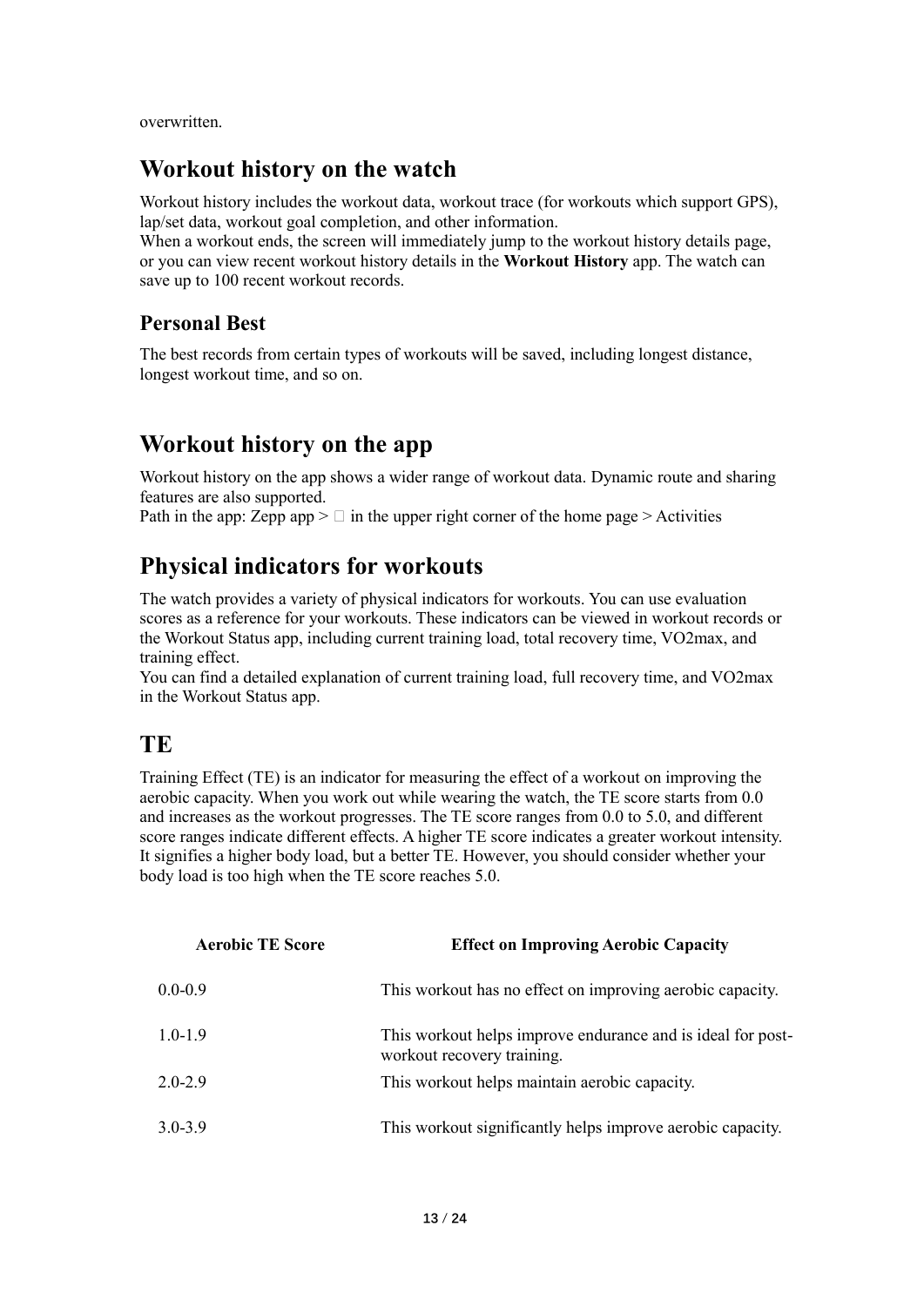overwritten.

## Workout history on the watch

Workout history includes the workout data, workout trace (for workouts which support GPS), lap/set data, workout goal completion, and other information.
When a workout ends, the screen will immediately jump to the workout history details page, or you can view recent workout history details in the **Workout History** app. The watch can save up to 100 recent workout records.

### Personal Best

The best records from certain types of workouts will be saved, including longest distance, longest workout time, and so on.

## Workout history on the app

Workout history on the app shows a wider range of workout data. Dynamic route and sharing features are also supported.
Path in the app: Zepp app >  in the upper right corner of the home page > Activities

## Physical indicators for workouts

The watch provides a variety of physical indicators for workouts. You can use evaluation scores as a reference for your workouts. These indicators can be viewed in workout records or the Workout Status app, including current training load, total recovery time, VO2max, and training effect.
You can find a detailed explanation of current training load, full recovery time, and VO2max in the Workout Status app.

## TE

Training Effect (TE) is an indicator for measuring the effect of a workout on improving the aerobic capacity. When you work out while wearing the watch, the TE score starts from 0.0 and increases as the workout progresses. The TE score ranges from 0.0 to 5.0, and different score ranges indicate different effects. A higher TE score indicates a greater workout intensity. It signifies a higher body load, but a better TE. However, you should consider whether your body load is too high when the TE score reaches 5.0.

| Aerobic TE Score | Effect on Improving Aerobic Capacity |
| --- | --- |
| 0.0-0.9 | This workout has no effect on improving aerobic capacity. |
| 1.0-1.9 | This workout helps improve endurance and is ideal for post-workout recovery training. |
| 2.0-2.9 | This workout helps maintain aerobic capacity. |
| 3.0-3.9 | This workout significantly helps improve aerobic capacity. |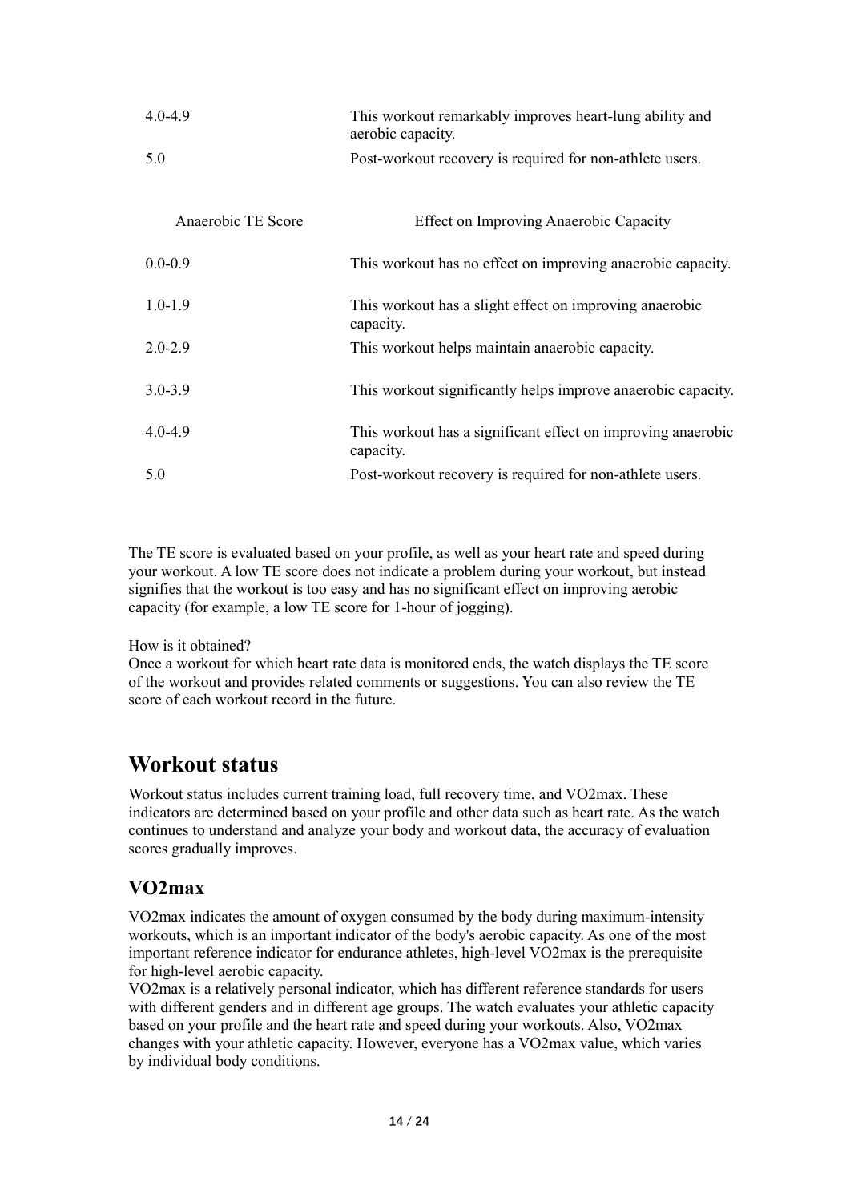| | |
|---|---|
| 4.0-4.9 | This workout remarkably improves heart-lung ability and aerobic capacity. |
| 5.0 | Post-workout recovery is required for non-athlete users. |

| Anaerobic TE Score | Effect on Improving Anaerobic Capacity |
|---|---|
| 0.0-0.9 | This workout has no effect on improving anaerobic capacity. |
| 1.0-1.9 | This workout has a slight effect on improving anaerobic capacity. |
| 2.0-2.9 | This workout helps maintain anaerobic capacity. |
| 3.0-3.9 | This workout significantly helps improve anaerobic capacity. |
| 4.0-4.9 | This workout has a significant effect on improving anaerobic capacity. |
| 5.0 | Post-workout recovery is required for non-athlete users. |

The TE score is evaluated based on your profile, as well as your heart rate and speed during your workout. A low TE score does not indicate a problem during your workout, but instead signifies that the workout is too easy and has no significant effect on improving aerobic capacity (for example, a low TE score for 1-hour of jogging).

How is it obtained?
Once a workout for which heart rate data is monitored ends, the watch displays the TE score of the workout and provides related comments or suggestions. You can also review the TE score of each workout record in the future.

## Workout status

Workout status includes current training load, full recovery time, and VO2max. These indicators are determined based on your profile and other data such as heart rate. As the watch continues to understand and analyze your body and workout data, the accuracy of evaluation scores gradually improves.

### VO2max

VO2max indicates the amount of oxygen consumed by the body during maximum-intensity workouts, which is an important indicator of the body's aerobic capacity. As one of the most important reference indicator for endurance athletes, high-level VO2max is the prerequisite for high-level aerobic capacity.
VO2max is a relatively personal indicator, which has different reference standards for users with different genders and in different age groups. The watch evaluates your athletic capacity based on your profile and the heart rate and speed during your workouts. Also, VO2max changes with your athletic capacity. However, everyone has a VO2max value, which varies by individual body conditions.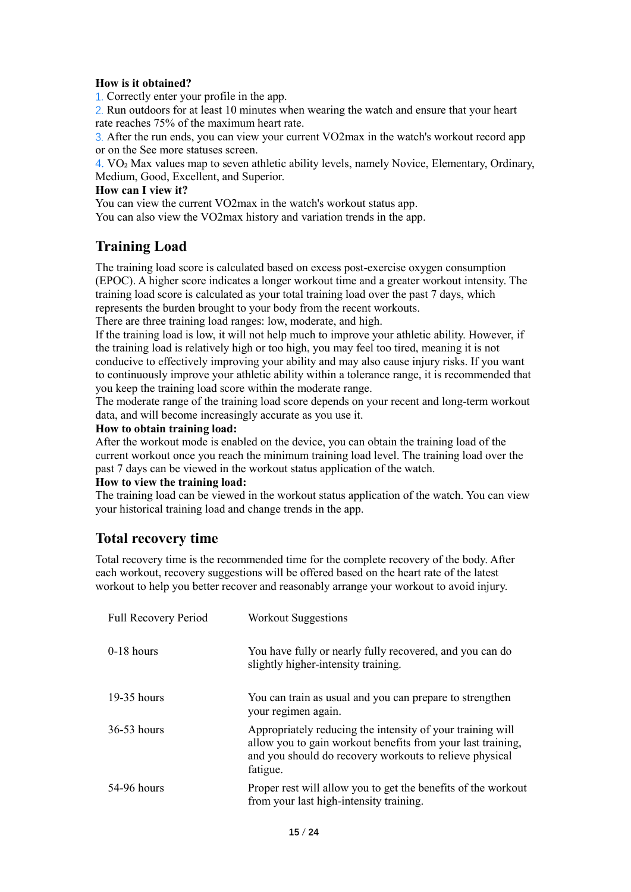**How is it obtained?**

1. Correctly enter your profile in the app.
2. Run outdoors for at least 10 minutes when wearing the watch and ensure that your heart rate reaches 75% of the maximum heart rate.
3. After the run ends, you can view your current VO2max in the watch's workout record app or on the See more statuses screen.
4. $VO_2$ Max values map to seven athletic ability levels, namely Novice, Elementary, Ordinary, Medium, Good, Excellent, and Superior.

**How can I view it?**

You can view the current VO2max in the watch's workout status app.
You can also view the VO2max history and variation trends in the app.

## Training Load

The training load score is calculated based on excess post-exercise oxygen consumption (EPOC). A higher score indicates a longer workout time and a greater workout intensity. The training load score is calculated as your total training load over the past 7 days, which represents the burden brought to your body from the recent workouts.
There are three training load ranges: low, moderate, and high.
If the training load is low, it will not help much to improve your athletic ability. However, if the training load is relatively high or too high, you may feel too tired, meaning it is not conducive to effectively improving your ability and may also cause injury risks. If you want to continuously improve your athletic ability within a tolerance range, it is recommended that you keep the training load score within the moderate range.
The moderate range of the training load score depends on your recent and long-term workout data, and will become increasingly accurate as you use it.

**How to obtain training load:**

After the workout mode is enabled on the device, you can obtain the training load of the current workout once you reach the minimum training load level. The training load over the past 7 days can be viewed in the workout status application of the watch.

**How to view the training load:**

The training load can be viewed in the workout status application of the watch. You can view your historical training load and change trends in the app.

## Total recovery time

Total recovery time is the recommended time for the complete recovery of the body. After each workout, recovery suggestions will be offered based on the heart rate of the latest workout to help you better recover and reasonably arrange your workout to avoid injury.

| Full Recovery Period | Workout Suggestions |
| --- | --- |
| 0-18 hours | You have fully or nearly fully recovered, and you can do slightly higher-intensity training. |
| 19-35 hours | You can train as usual and you can prepare to strengthen your regimen again. |
| 36-53 hours | Appropriately reducing the intensity of your training will allow you to gain workout benefits from your last training, and you should do recovery workouts to relieve physical fatigue. |
| 54-96 hours | Proper rest will allow you to get the benefits of the workout from your last high-intensity training. |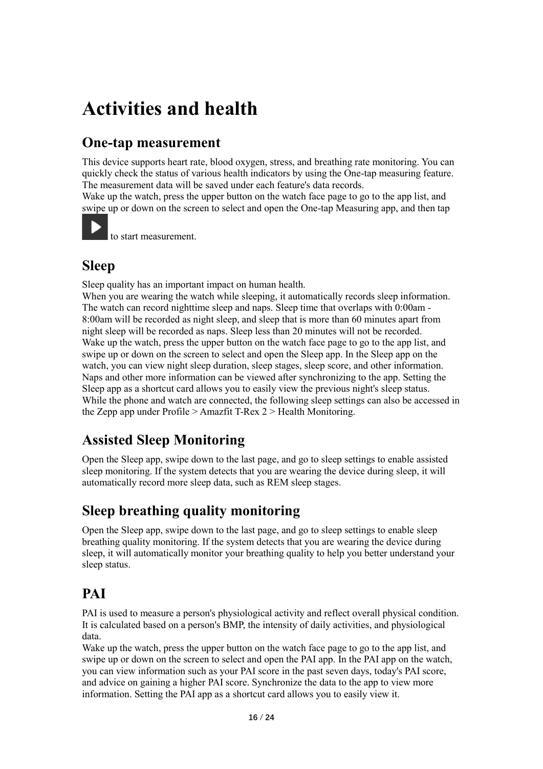# Activities and health

## One-tap measurement

This device supports heart rate, blood oxygen, stress, and breathing rate monitoring. You can quickly check the status of various health indicators by using the One-tap measuring feature. The measurement data will be saved under each feature's data records.
Wake up the watch, press the upper button on the watch face page to go to the app list, and swipe up or down on the screen to select and open the One-tap Measuring app, and then tap ▶ to start measurement.

## Sleep

Sleep quality has an important impact on human health.
When you are wearing the watch while sleeping, it automatically records sleep information. The watch can record nighttime sleep and naps. Sleep time that overlaps with 0:00am - 8:00am will be recorded as night sleep, and sleep that is more than 60 minutes apart from night sleep will be recorded as naps. Sleep less than 20 minutes will not be recorded.
Wake up the watch, press the upper button on the watch face page to go to the app list, and swipe up or down on the screen to select and open the Sleep app. In the Sleep app on the watch, you can view night sleep duration, sleep stages, sleep score, and other information. Naps and other more information can be viewed after synchronizing to the app. Setting the Sleep app as a shortcut card allows you to easily view the previous night's sleep status.
While the phone and watch are connected, the following sleep settings can also be accessed in the Zepp app under Profile > Amazfit T-Rex 2 > Health Monitoring.

## Assisted Sleep Monitoring

Open the Sleep app, swipe down to the last page, and go to sleep settings to enable assisted sleep monitoring. If the system detects that you are wearing the device during sleep, it will automatically record more sleep data, such as REM sleep stages.

## Sleep breathing quality monitoring

Open the Sleep app, swipe down to the last page, and go to sleep settings to enable sleep breathing quality monitoring. If the system detects that you are wearing the device during sleep, it will automatically monitor your breathing quality to help you better understand your sleep status.

## PAI

PAI is used to measure a person's physiological activity and reflect overall physical condition. It is calculated based on a person's BMP, the intensity of daily activities, and physiological data.
Wake up the watch, press the upper button on the watch face page to go to the app list, and swipe up or down on the screen to select and open the PAI app. In the PAI app on the watch, you can view information such as your PAI score in the past seven days, today's PAI score, and advice on gaining a higher PAI score. Synchronize the data to the app to view more information. Setting the PAI app as a shortcut card allows you to easily view it.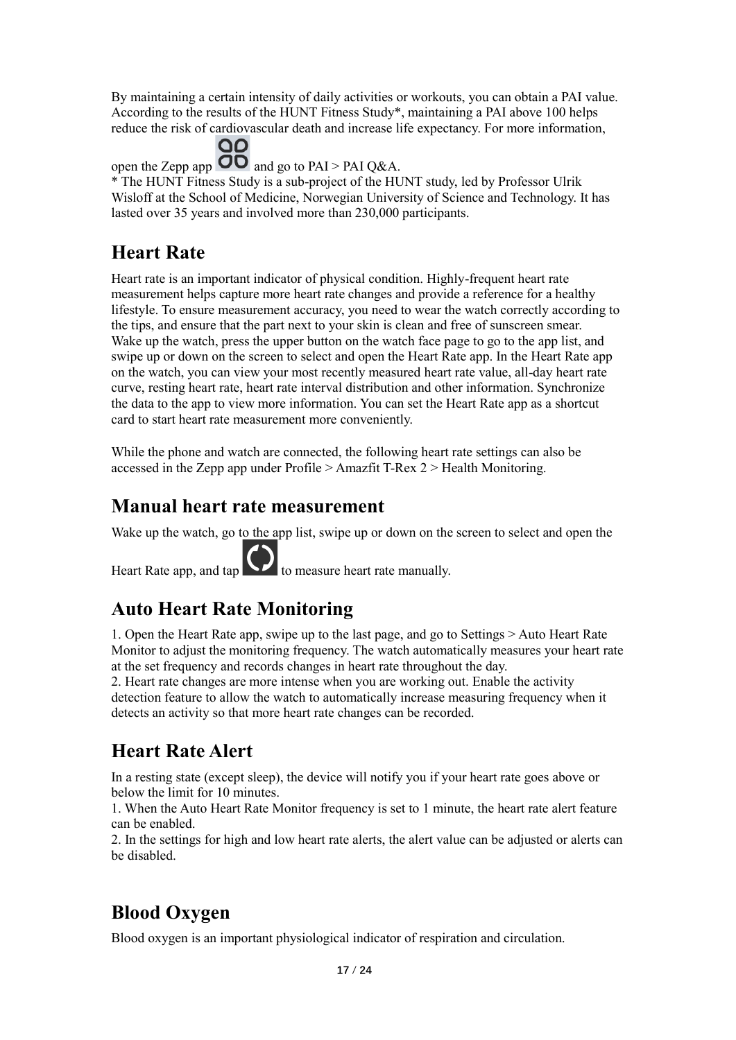By maintaining a certain intensity of daily activities or workouts, you can obtain a PAI value. According to the results of the HUNT Fitness Study*, maintaining a PAI above 100 helps reduce the risk of cardiovascular death and increase life expectancy. For more information, open the Zepp app and go to PAI > PAI Q&A.

* The HUNT Fitness Study is a sub-project of the HUNT study, led by Professor Ulrik Wisloff at the School of Medicine, Norwegian University of Science and Technology. It has lasted over 35 years and involved more than 230,000 participants.

## Heart Rate

Heart rate is an important indicator of physical condition. Highly-frequent heart rate measurement helps capture more heart rate changes and provide a reference for a healthy lifestyle. To ensure measurement accuracy, you need to wear the watch correctly according to the tips, and ensure that the part next to your skin is clean and free of sunscreen smear. Wake up the watch, press the upper button on the watch face page to go to the app list, and swipe up or down on the screen to select and open the Heart Rate app. In the Heart Rate app on the watch, you can view your most recently measured heart rate value, all-day heart rate curve, resting heart rate, heart rate interval distribution and other information. Synchronize the data to the app to view more information. You can set the Heart Rate app as a shortcut card to start heart rate measurement more conveniently.

While the phone and watch are connected, the following heart rate settings can also be accessed in the Zepp app under Profile > Amazfit T-Rex 2 > Health Monitoring.

## Manual heart rate measurement

Wake up the watch, go to the app list, swipe up or down on the screen to select and open the Heart Rate app, and tap to measure heart rate manually.

## Auto Heart Rate Monitoring

1. Open the Heart Rate app, swipe up to the last page, and go to Settings > Auto Heart Rate Monitor to adjust the monitoring frequency. The watch automatically measures your heart rate at the set frequency and records changes in heart rate throughout the day.
2. Heart rate changes are more intense when you are working out. Enable the activity detection feature to allow the watch to automatically increase measuring frequency when it detects an activity so that more heart rate changes can be recorded.

## Heart Rate Alert

In a resting state (except sleep), the device will notify you if your heart rate goes above or below the limit for 10 minutes.

1. When the Auto Heart Rate Monitor frequency is set to 1 minute, the heart rate alert feature can be enabled.
2. In the settings for high and low heart rate alerts, the alert value can be adjusted or alerts can be disabled.

## Blood Oxygen

Blood oxygen is an important physiological indicator of respiration and circulation.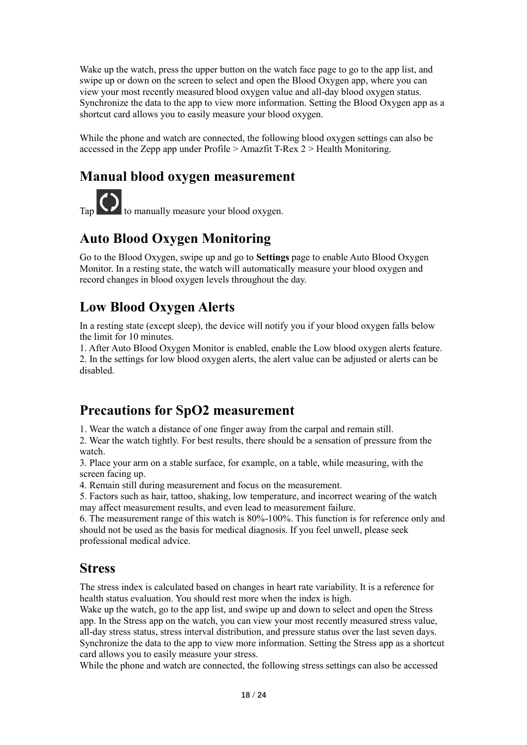Wake up the watch, press the upper button on the watch face page to go to the app list, and swipe up or down on the screen to select and open the Blood Oxygen app, where you can view your most recently measured blood oxygen value and all-day blood oxygen status. Synchronize the data to the app to view more information. Setting the Blood Oxygen app as a shortcut card allows you to easily measure your blood oxygen.

While the phone and watch are connected, the following blood oxygen settings can also be accessed in the Zepp app under Profile > Amazfit T-Rex 2 > Health Monitoring.

## Manual blood oxygen measurement

Tap to manually measure your blood oxygen.

## Auto Blood Oxygen Monitoring

Go to the Blood Oxygen, swipe up and go to **Settings** page to enable Auto Blood Oxygen Monitor. In a resting state, the watch will automatically measure your blood oxygen and record changes in blood oxygen levels throughout the day.

## Low Blood Oxygen Alerts

In a resting state (except sleep), the device will notify you if your blood oxygen falls below the limit for 10 minutes.

1. After Auto Blood Oxygen Monitor is enabled, enable the Low blood oxygen alerts feature.
2. In the settings for low blood oxygen alerts, the alert value can be adjusted or alerts can be disabled.

## Precautions for SpO2 measurement

1. Wear the watch a distance of one finger away from the carpal and remain still.
2. Wear the watch tightly. For best results, there should be a sensation of pressure from the watch.
3. Place your arm on a stable surface, for example, on a table, while measuring, with the screen facing up.
4. Remain still during measurement and focus on the measurement.
5. Factors such as hair, tattoo, shaking, low temperature, and incorrect wearing of the watch may affect measurement results, and even lead to measurement failure.
6. The measurement range of this watch is 80%-100%. This function is for reference only and should not be used as the basis for medical diagnosis. If you feel unwell, please seek professional medical advice.

## Stress

The stress index is calculated based on changes in heart rate variability. It is a reference for health status evaluation. You should rest more when the index is high.

Wake up the watch, go to the app list, and swipe up and down to select and open the Stress app. In the Stress app on the watch, you can view your most recently measured stress value, all-day stress status, stress interval distribution, and pressure status over the last seven days. Synchronize the data to the app to view more information. Setting the Stress app as a shortcut card allows you to easily measure your stress.

While the phone and watch are connected, the following stress settings can also be accessed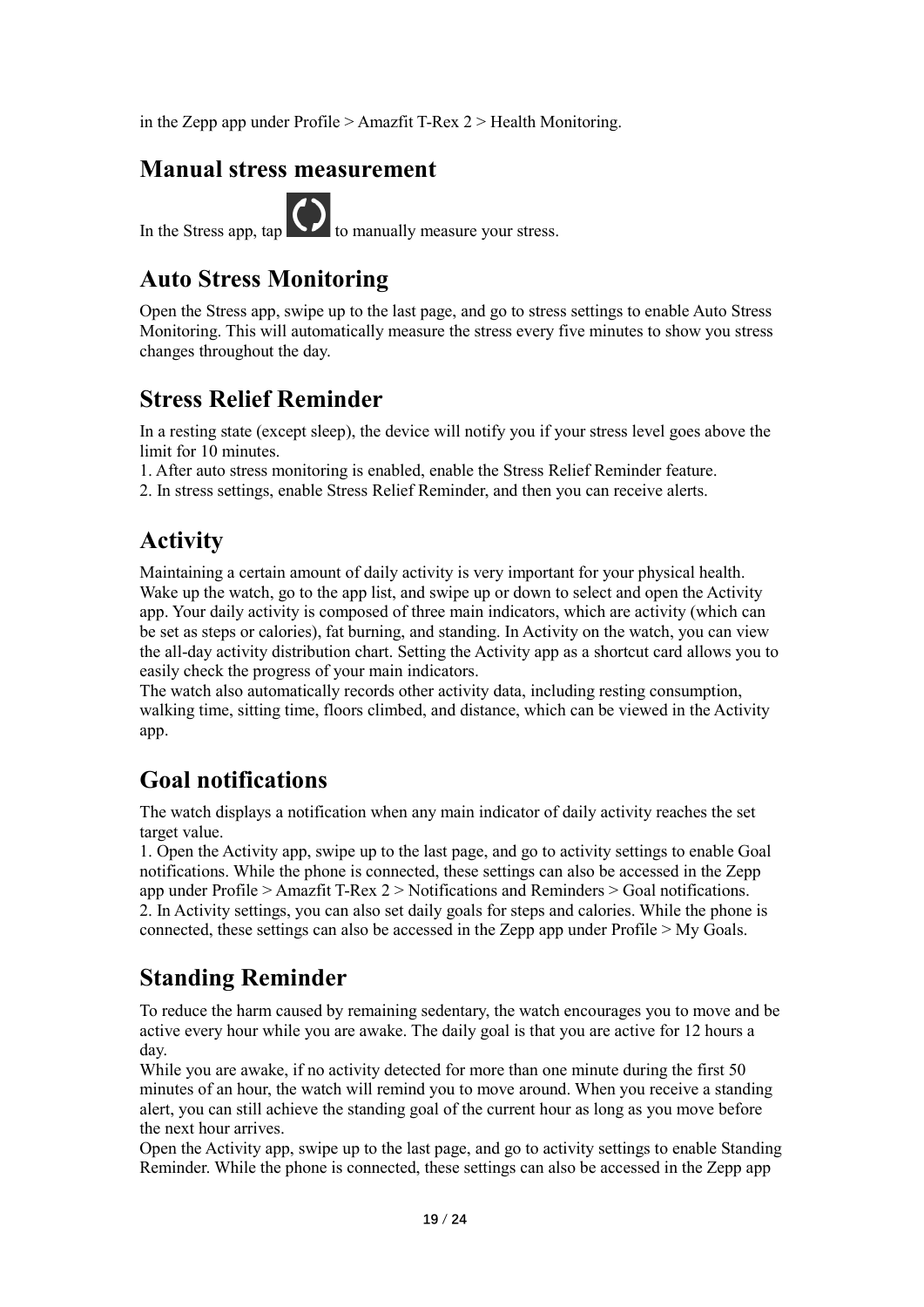in the Zepp app under Profile > Amazfit T-Rex 2 > Health Monitoring.

## Manual stress measurement

In the Stress app, tap to manually measure your stress.

## Auto Stress Monitoring

Open the Stress app, swipe up to the last page, and go to stress settings to enable Auto Stress Monitoring. This will automatically measure the stress every five minutes to show you stress changes throughout the day.

## Stress Relief Reminder

In a resting state (except sleep), the device will notify you if your stress level goes above the limit for 10 minutes.

1. After auto stress monitoring is enabled, enable the Stress Relief Reminder feature.
2. In stress settings, enable Stress Relief Reminder, and then you can receive alerts.

## Activity

Maintaining a certain amount of daily activity is very important for your physical health. Wake up the watch, go to the app list, and swipe up or down to select and open the Activity app. Your daily activity is composed of three main indicators, which are activity (which can be set as steps or calories), fat burning, and standing. In Activity on the watch, you can view the all-day activity distribution chart. Setting the Activity app as a shortcut card allows you to easily check the progress of your main indicators.

The watch also automatically records other activity data, including resting consumption, walking time, sitting time, floors climbed, and distance, which can be viewed in the Activity app.

## Goal notifications

The watch displays a notification when any main indicator of daily activity reaches the set target value.

1. Open the Activity app, swipe up to the last page, and go to activity settings to enable Goal notifications. While the phone is connected, these settings can also be accessed in the Zepp app under Profile > Amazfit T-Rex 2 > Notifications and Reminders > Goal notifications.
2. In Activity settings, you can also set daily goals for steps and calories. While the phone is connected, these settings can also be accessed in the Zepp app under Profile > My Goals.

## Standing Reminder

To reduce the harm caused by remaining sedentary, the watch encourages you to move and be active every hour while you are awake. The daily goal is that you are active for 12 hours a day.

While you are awake, if no activity detected for more than one minute during the first 50 minutes of an hour, the watch will remind you to move around. When you receive a standing alert, you can still achieve the standing goal of the current hour as long as you move before the next hour arrives.

Open the Activity app, swipe up to the last page, and go to activity settings to enable Standing Reminder. While the phone is connected, these settings can also be accessed in the Zepp app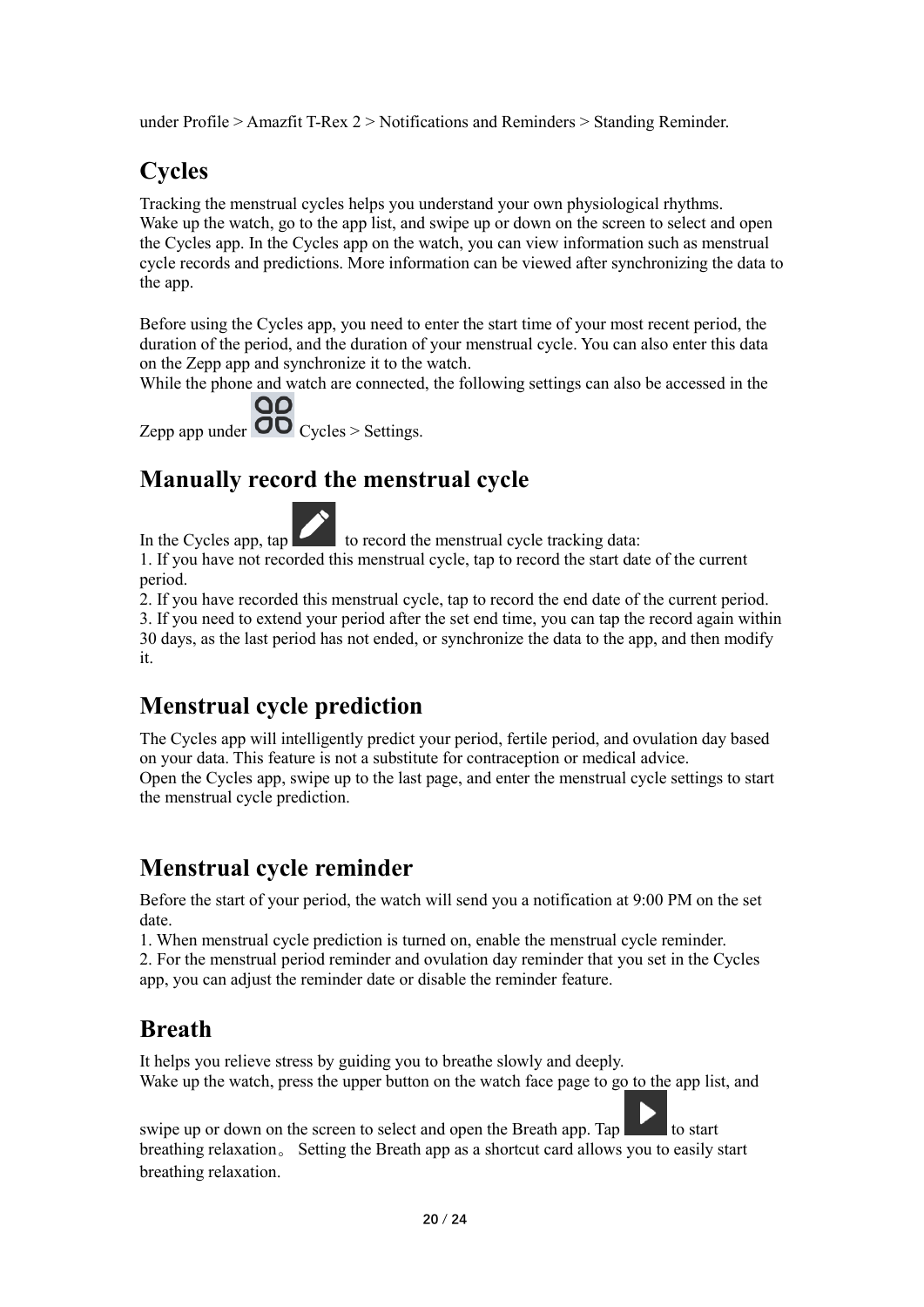under Profile > Amazfit T-Rex 2 > Notifications and Reminders > Standing Reminder.

## Cycles

Tracking the menstrual cycles helps you understand your own physiological rhythms.
Wake up the watch, go to the app list, and swipe up or down on the screen to select and open the Cycles app. In the Cycles app on the watch, you can view information such as menstrual cycle records and predictions. More information can be viewed after synchronizing the data to the app.

Before using the Cycles app, you need to enter the start time of your most recent period, the duration of the period, and the duration of your menstrual cycle. You can also enter this data on the Zepp app and synchronize it to the watch.
While the phone and watch are connected, the following settings can also be accessed in the Zepp app under Cycles > Settings.

## Manually record the menstrual cycle

In the Cycles app, tap to record the menstrual cycle tracking data:
1. If you have not recorded this menstrual cycle, tap to record the start date of the current period.
2. If you have recorded this menstrual cycle, tap to record the end date of the current period.
3. If you need to extend your period after the set end time, you can tap the record again within 30 days, as the last period has not ended, or synchronize the data to the app, and then modify it.

## Menstrual cycle prediction

The Cycles app will intelligently predict your period, fertile period, and ovulation day based on your data. This feature is not a substitute for contraception or medical advice.
Open the Cycles app, swipe up to the last page, and enter the menstrual cycle settings to start the menstrual cycle prediction.

## Menstrual cycle reminder

Before the start of your period, the watch will send you a notification at 9:00 PM on the set date.
1. When menstrual cycle prediction is turned on, enable the menstrual cycle reminder.
2. For the menstrual period reminder and ovulation day reminder that you set in the Cycles app, you can adjust the reminder date or disable the reminder feature.

## Breath

It helps you relieve stress by guiding you to breathe slowly and deeply.
Wake up the watch, press the upper button on the watch face page to go to the app list, and swipe up or down on the screen to select and open the Breath app. Tap to start breathing relaxation。 Setting the Breath app as a shortcut card allows you to easily start breathing relaxation.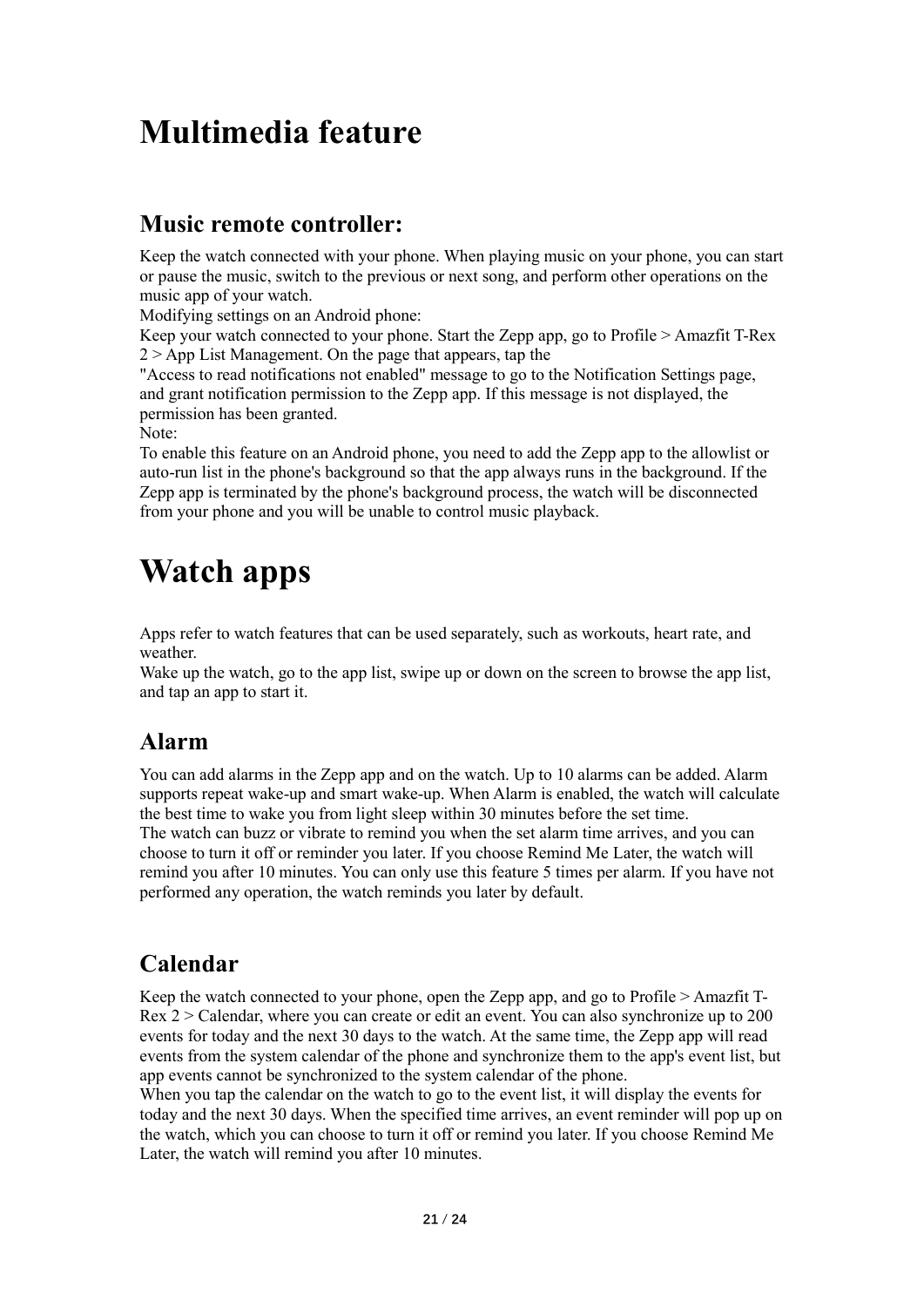# Multimedia feature

## Music remote controller:

Keep the watch connected with your phone. When playing music on your phone, you can start or pause the music, switch to the previous or next song, and perform other operations on the music app of your watch.
Modifying settings on an Android phone:
Keep your watch connected to your phone. Start the Zepp app, go to Profile > Amazfit T-Rex 2 > App List Management. On the page that appears, tap the "Access to read notifications not enabled" message to go to the Notification Settings page, and grant notification permission to the Zepp app. If this message is not displayed, the permission has been granted.
Note:
To enable this feature on an Android phone, you need to add the Zepp app to the allowlist or auto-run list in the phone's background so that the app always runs in the background. If the Zepp app is terminated by the phone's background process, the watch will be disconnected from your phone and you will be unable to control music playback.

# Watch apps

Apps refer to watch features that can be used separately, such as workouts, heart rate, and weather.
Wake up the watch, go to the app list, swipe up or down on the screen to browse the app list, and tap an app to start it.

## Alarm

You can add alarms in the Zepp app and on the watch. Up to 10 alarms can be added. Alarm supports repeat wake-up and smart wake-up. When Alarm is enabled, the watch will calculate the best time to wake you from light sleep within 30 minutes before the set time.
The watch can buzz or vibrate to remind you when the set alarm time arrives, and you can choose to turn it off or reminder you later. If you choose Remind Me Later, the watch will remind you after 10 minutes. You can only use this feature 5 times per alarm. If you have not performed any operation, the watch reminds you later by default.

## Calendar

Keep the watch connected to your phone, open the Zepp app, and go to Profile > Amazfit T-Rex 2 > Calendar, where you can create or edit an event. You can also synchronize up to 200 events for today and the next 30 days to the watch. At the same time, the Zepp app will read events from the system calendar of the phone and synchronize them to the app's event list, but app events cannot be synchronized to the system calendar of the phone.
When you tap the calendar on the watch to go to the event list, it will display the events for today and the next 30 days. When the specified time arrives, an event reminder will pop up on the watch, which you can choose to turn it off or remind you later. If you choose Remind Me Later, the watch will remind you after 10 minutes.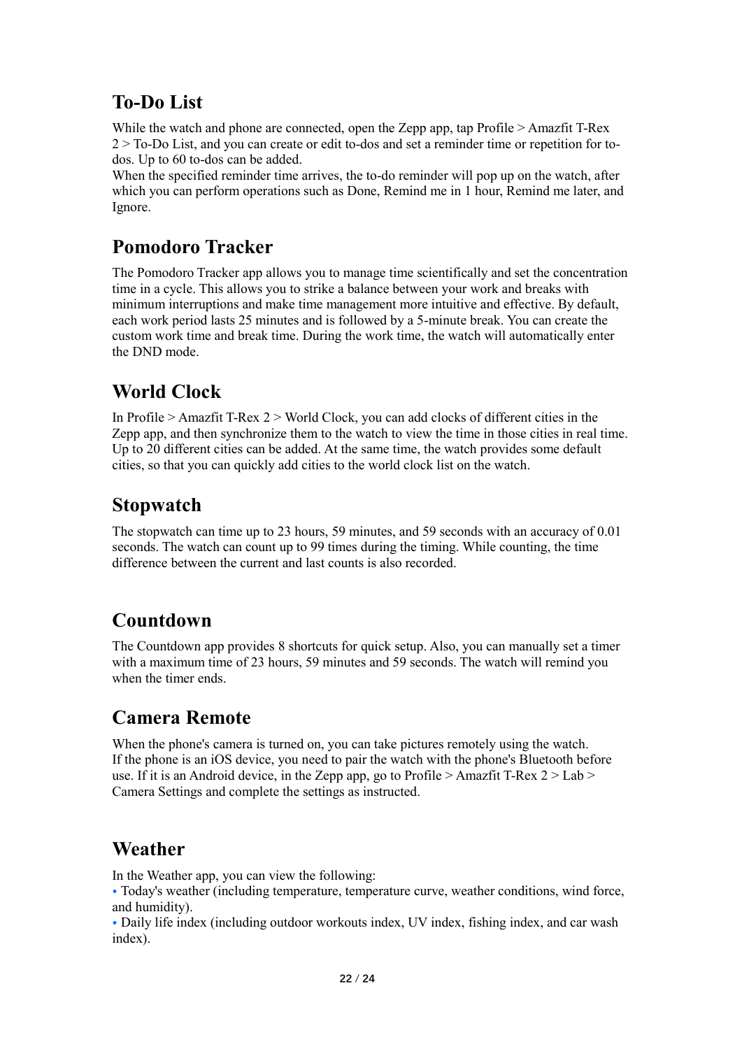## To-Do List

While the watch and phone are connected, open the Zepp app, tap Profile > Amazfit T-Rex 2 > To-Do List, and you can create or edit to-dos and set a reminder time or repetition for to-dos. Up to 60 to-dos can be added.
When the specified reminder time arrives, the to-do reminder will pop up on the watch, after which you can perform operations such as Done, Remind me in 1 hour, Remind me later, and Ignore.

## Pomodoro Tracker

The Pomodoro Tracker app allows you to manage time scientifically and set the concentration time in a cycle. This allows you to strike a balance between your work and breaks with minimum interruptions and make time management more intuitive and effective. By default, each work period lasts 25 minutes and is followed by a 5-minute break. You can create the custom work time and break time. During the work time, the watch will automatically enter the DND mode.

## World Clock

In Profile > Amazfit T-Rex 2 > World Clock, you can add clocks of different cities in the Zepp app, and then synchronize them to the watch to view the time in those cities in real time. Up to 20 different cities can be added. At the same time, the watch provides some default cities, so that you can quickly add cities to the world clock list on the watch.

## Stopwatch

The stopwatch can time up to 23 hours, 59 minutes, and 59 seconds with an accuracy of 0.01 seconds. The watch can count up to 99 times during the timing. While counting, the time difference between the current and last counts is also recorded.

## Countdown

The Countdown app provides 8 shortcuts for quick setup. Also, you can manually set a timer with a maximum time of 23 hours, 59 minutes and 59 seconds. The watch will remind you when the timer ends.

## Camera Remote

When the phone's camera is turned on, you can take pictures remotely using the watch.
If the phone is an iOS device, you need to pair the watch with the phone's Bluetooth before use. If it is an Android device, in the Zepp app, go to Profile > Amazfit T-Rex 2 > Lab > Camera Settings and complete the settings as instructed.

## Weather

In the Weather app, you can view the following:

- Today's weather (including temperature, temperature curve, weather conditions, wind force, and humidity).
- Daily life index (including outdoor workouts index, UV index, fishing index, and car wash index).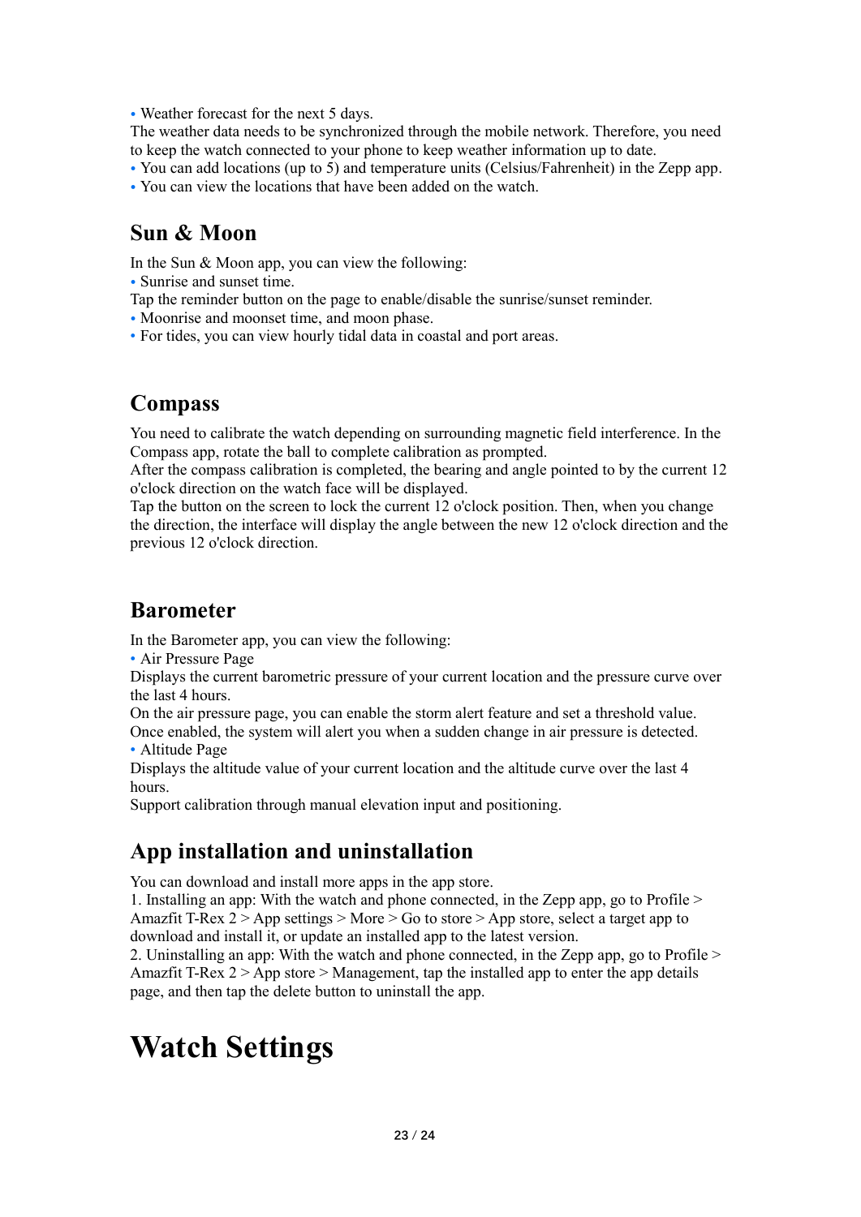- Weather forecast for the next 5 days.

The weather data needs to be synchronized through the mobile network. Therefore, you need to keep the watch connected to your phone to keep weather information up to date.

- You can add locations (up to 5) and temperature units (Celsius/Fahrenheit) in the Zepp app.
- You can view the locations that have been added on the watch.

## Sun & Moon

In the Sun & Moon app, you can view the following:

- Sunrise and sunset time.

Tap the reminder button on the page to enable/disable the sunrise/sunset reminder.

- Moonrise and moonset time, and moon phase.
- For tides, you can view hourly tidal data in coastal and port areas.

## Compass

You need to calibrate the watch depending on surrounding magnetic field interference. In the Compass app, rotate the ball to complete calibration as prompted.

After the compass calibration is completed, the bearing and angle pointed to by the current 12 o'clock direction on the watch face will be displayed.

Tap the button on the screen to lock the current 12 o'clock position. Then, when you change the direction, the interface will display the angle between the new 12 o'clock direction and the previous 12 o'clock direction.

## Barometer

In the Barometer app, you can view the following:

- Air Pressure Page

Displays the current barometric pressure of your current location and the pressure curve over the last 4 hours.

On the air pressure page, you can enable the storm alert feature and set a threshold value. Once enabled, the system will alert you when a sudden change in air pressure is detected.

- Altitude Page

Displays the altitude value of your current location and the altitude curve over the last 4 hours.

Support calibration through manual elevation input and positioning.

## App installation and uninstallation

You can download and install more apps in the app store.

1. Installing an app: With the watch and phone connected, in the Zepp app, go to Profile > Amazfit T-Rex 2 > App settings > More > Go to store > App store, select a target app to download and install it, or update an installed app to the latest version.
2. Uninstalling an app: With the watch and phone connected, in the Zepp app, go to Profile > Amazfit T-Rex 2 > App store > Management, tap the installed app to enter the app details page, and then tap the delete button to uninstall the app.

# Watch Settings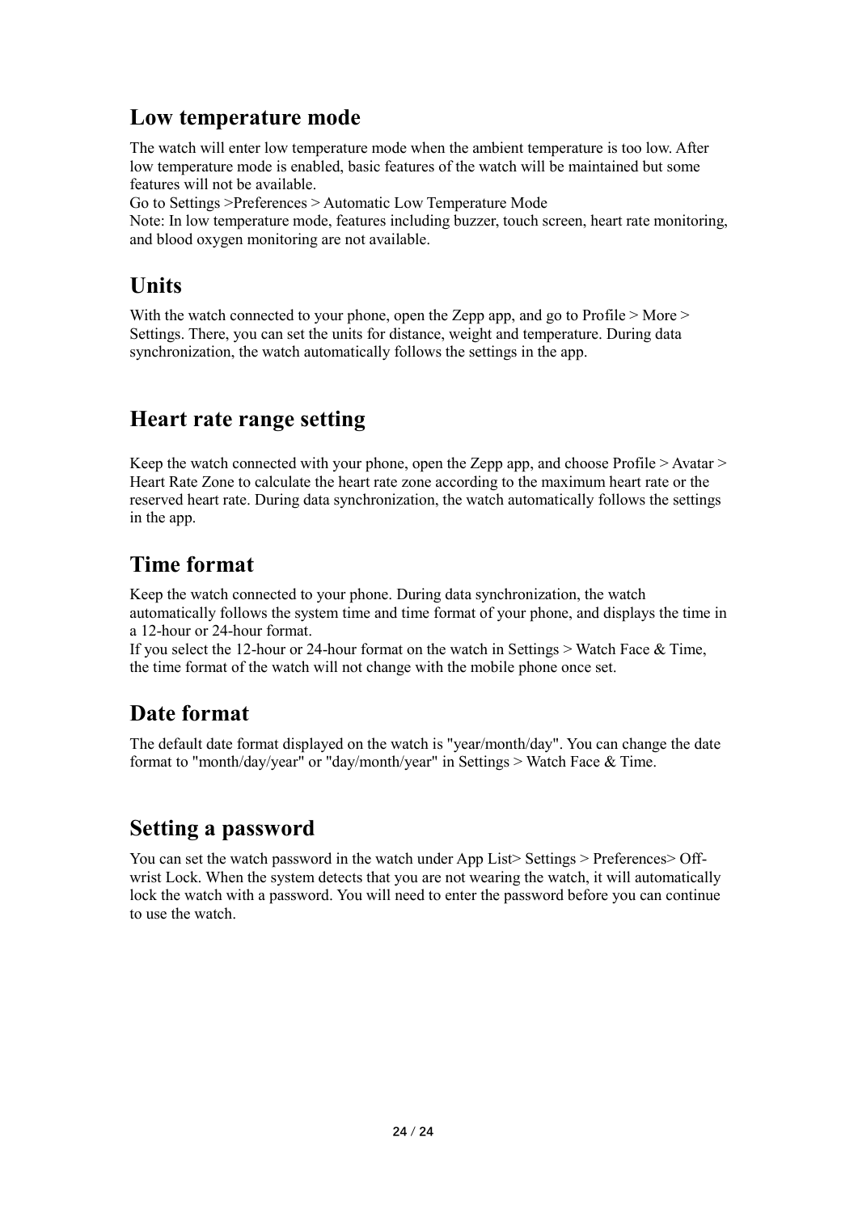## Low temperature mode

The watch will enter low temperature mode when the ambient temperature is too low. After low temperature mode is enabled, basic features of the watch will be maintained but some features will not be available.
Go to Settings >Preferences > Automatic Low Temperature Mode
Note: In low temperature mode, features including buzzer, touch screen, heart rate monitoring, and blood oxygen monitoring are not available.

## Units

With the watch connected to your phone, open the Zepp app, and go to Profile > More > Settings. There, you can set the units for distance, weight and temperature. During data synchronization, the watch automatically follows the settings in the app.

## Heart rate range setting

Keep the watch connected with your phone, open the Zepp app, and choose Profile > Avatar > Heart Rate Zone to calculate the heart rate zone according to the maximum heart rate or the reserved heart rate. During data synchronization, the watch automatically follows the settings in the app.

## Time format

Keep the watch connected to your phone. During data synchronization, the watch automatically follows the system time and time format of your phone, and displays the time in a 12-hour or 24-hour format.
If you select the 12-hour or 24-hour format on the watch in Settings > Watch Face & Time, the time format of the watch will not change with the mobile phone once set.

## Date format

The default date format displayed on the watch is "year/month/day". You can change the date format to "month/day/year" or "day/month/year" in Settings > Watch Face & Time.

## Setting a password

You can set the watch password in the watch under App List> Settings > Preferences> Off-wrist Lock. When the system detects that you are not wearing the watch, it will automatically lock the watch with a password. You will need to enter the password before you can continue to use the watch.